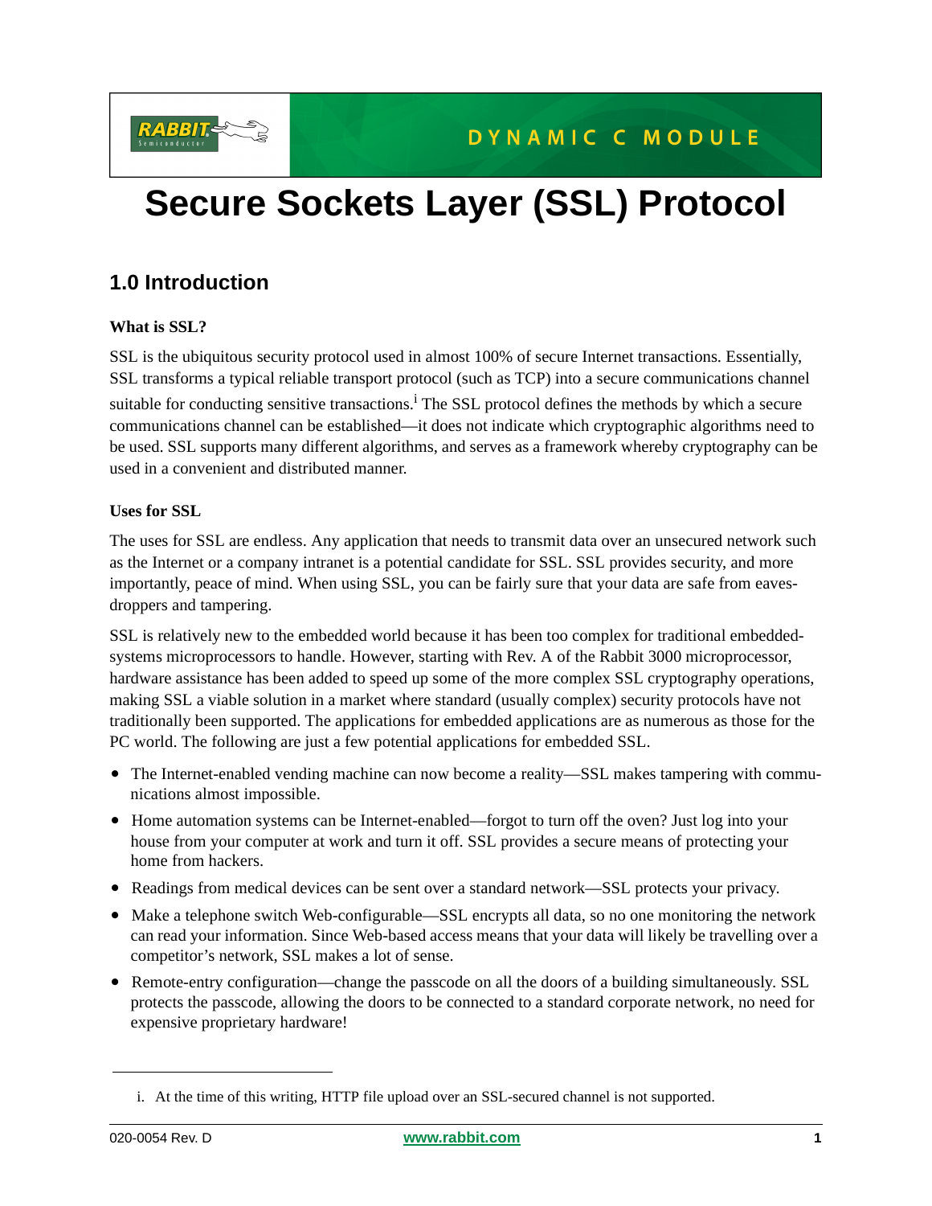DYNAMIC C MODULE

# Secure Sockets Layer (SSL) Protocol

## 1.0 Introduction

**What is SSL?**

SSL is the ubiquitous security protocol used in almost 100% of secure Internet transactions. Essentially, SSL transforms a typical reliable transport protocol (such as TCP) into a secure communications channel suitable for conducting sensitive transactions.[i] The SSL protocol defines the methods by which a secure communications channel can be established—it does not indicate which cryptographic algorithms need to be used. SSL supports many different algorithms, and serves as a framework whereby cryptography can be used in a convenient and distributed manner.

**Uses for SSL**

The uses for SSL are endless. Any application that needs to transmit data over an unsecured network such as the Internet or a company intranet is a potential candidate for SSL. SSL provides security, and more importantly, peace of mind. When using SSL, you can be fairly sure that your data are safe from eavesdroppers and tampering.

SSL is relatively new to the embedded world because it has been too complex for traditional embedded-systems microprocessors to handle. However, starting with Rev. A of the Rabbit 3000 microprocessor, hardware assistance has been added to speed up some of the more complex SSL cryptography operations, making SSL a viable solution in a market where standard (usually complex) security protocols have not traditionally been supported. The applications for embedded applications are as numerous as those for the PC world. The following are just a few potential applications for embedded SSL.

- The Internet-enabled vending machine can now become a reality—SSL makes tampering with communications almost impossible.
- Home automation systems can be Internet-enabled—forgot to turn off the oven? Just log into your house from your computer at work and turn it off. SSL provides a secure means of protecting your home from hackers.
- Readings from medical devices can be sent over a standard network—SSL protects your privacy.
- Make a telephone switch Web-configurable—SSL encrypts all data, so no one monitoring the network can read your information. Since Web-based access means that your data will likely be travelling over a competitor's network, SSL makes a lot of sense.
- Remote-entry configuration—change the passcode on all the doors of a building simultaneously. SSL protects the passcode, allowing the doors to be connected to a standard corporate network, no need for expensive proprietary hardware!

i. At the time of this writing, HTTP file upload over an SSL-secured channel is not supported.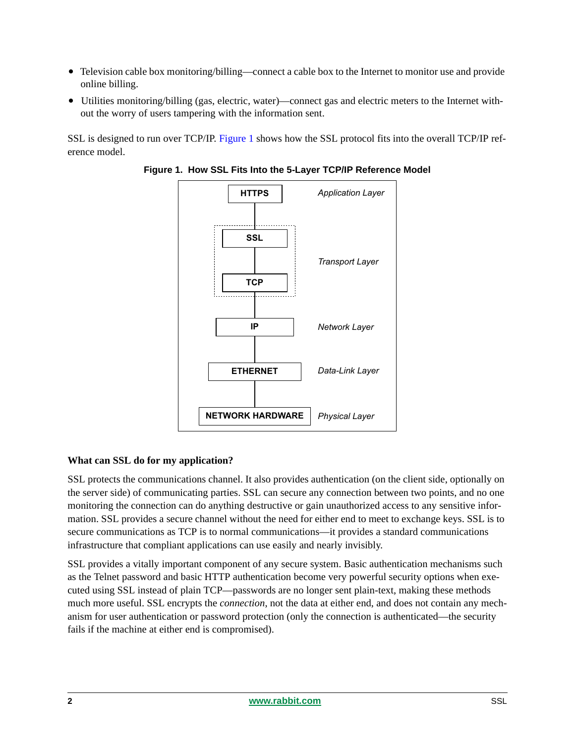- Television cable box monitoring/billing—connect a cable box to the Internet to monitor use and provide online billing.
- Utilities monitoring/billing (gas, electric, water)—connect gas and electric meters to the Internet without the worry of users tampering with the information sent.

SSL is designed to run over TCP/IP. Figure 1 shows how the SSL protocol fits into the overall TCP/IP reference model.

**Figure 1. How SSL Fits Into the 5-Layer TCP/IP Reference Model**

| Protocol | Layer |
|---|---|
| HTTPS | *Application Layer* |
| SSL / TCP | *Transport Layer* |
| IP | *Network Layer* |
| ETHERNET | *Data-Link Layer* |
| NETWORK HARDWARE | *Physical Layer* |

**What can SSL do for my application?**

SSL protects the communications channel. It also provides authentication (on the client side, optionally on the server side) of communicating parties. SSL can secure any connection between two points, and no one monitoring the connection can do anything destructive or gain unauthorized access to any sensitive information. SSL provides a secure channel without the need for either end to meet to exchange keys. SSL is to secure communications as TCP is to normal communications—it provides a standard communications infrastructure that compliant applications can use easily and nearly invisibly.

SSL provides a vitally important component of any secure system. Basic authentication mechanisms such as the Telnet password and basic HTTP authentication become very powerful security options when executed using SSL instead of plain TCP—passwords are no longer sent plain-text, making these methods much more useful. SSL encrypts the *connection*, not the data at either end, and does not contain any mechanism for user authentication or password protection (only the connection is authenticated—the security fails if the machine at either end is compromised).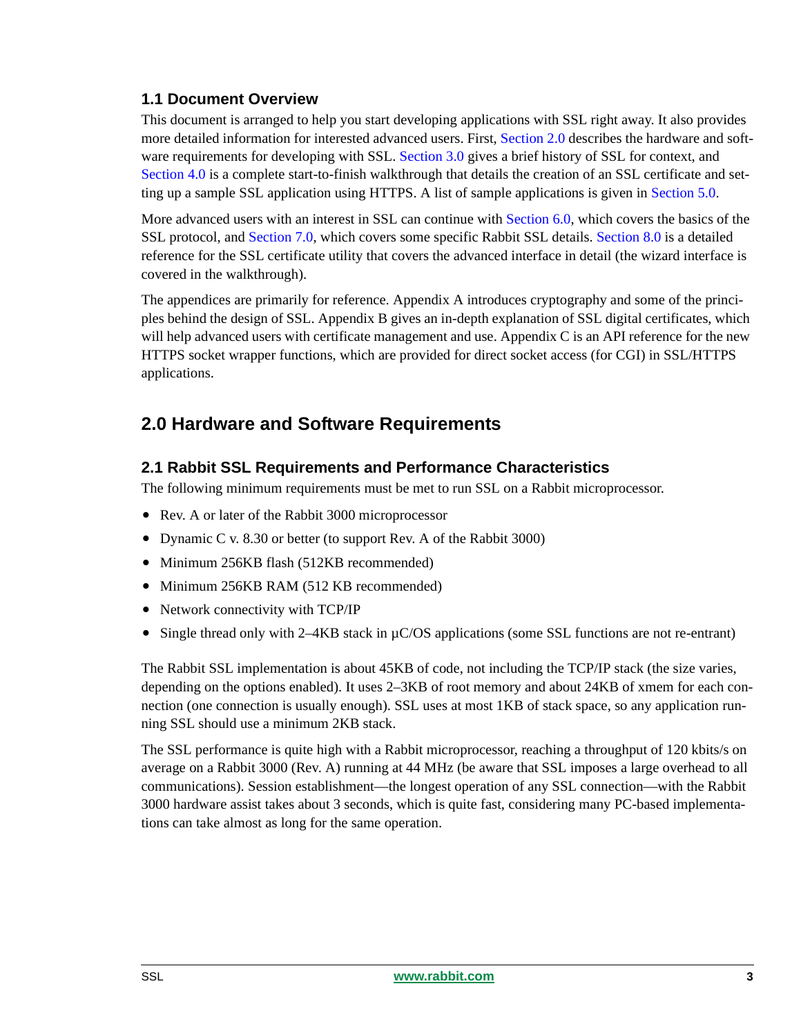### 1.1 Document Overview

This document is arranged to help you start developing applications with SSL right away. It also provides more detailed information for interested advanced users. First, Section 2.0 describes the hardware and software requirements for developing with SSL. Section 3.0 gives a brief history of SSL for context, and Section 4.0 is a complete start-to-finish walkthrough that details the creation of an SSL certificate and setting up a sample SSL application using HTTPS. A list of sample applications is given in Section 5.0.

More advanced users with an interest in SSL can continue with Section 6.0, which covers the basics of the SSL protocol, and Section 7.0, which covers some specific Rabbit SSL details. Section 8.0 is a detailed reference for the SSL certificate utility that covers the advanced interface in detail (the wizard interface is covered in the walkthrough).

The appendices are primarily for reference. Appendix A introduces cryptography and some of the principles behind the design of SSL. Appendix B gives an in-depth explanation of SSL digital certificates, which will help advanced users with certificate management and use. Appendix C is an API reference for the new HTTPS socket wrapper functions, which are provided for direct socket access (for CGI) in SSL/HTTPS applications.

## 2.0 Hardware and Software Requirements

### 2.1 Rabbit SSL Requirements and Performance Characteristics

The following minimum requirements must be met to run SSL on a Rabbit microprocessor.

- Rev. A or later of the Rabbit 3000 microprocessor
- Dynamic C v. 8.30 or better (to support Rev. A of the Rabbit 3000)
- Minimum 256KB flash (512KB recommended)
- Minimum 256KB RAM (512 KB recommended)
- Network connectivity with TCP/IP
- Single thread only with 2–4KB stack in µC/OS applications (some SSL functions are not re-entrant)

The Rabbit SSL implementation is about 45KB of code, not including the TCP/IP stack (the size varies, depending on the options enabled). It uses 2–3KB of root memory and about 24KB of xmem for each connection (one connection is usually enough). SSL uses at most 1KB of stack space, so any application running SSL should use a minimum 2KB stack.

The SSL performance is quite high with a Rabbit microprocessor, reaching a throughput of 120 kbits/s on average on a Rabbit 3000 (Rev. A) running at 44 MHz (be aware that SSL imposes a large overhead to all communications). Session establishment—the longest operation of any SSL connection—with the Rabbit 3000 hardware assist takes about 3 seconds, which is quite fast, considering many PC-based implementations can take almost as long for the same operation.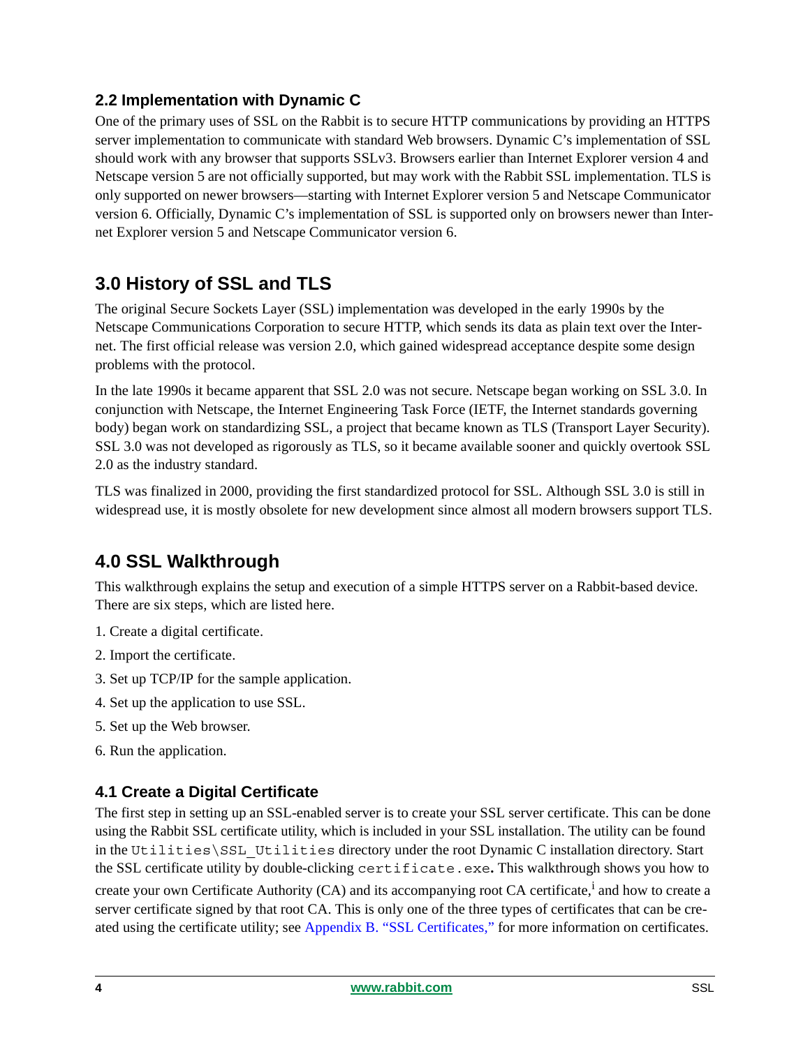## 2.2 Implementation with Dynamic C

One of the primary uses of SSL on the Rabbit is to secure HTTP communications by providing an HTTPS server implementation to communicate with standard Web browsers. Dynamic C's implementation of SSL should work with any browser that supports SSLv3. Browsers earlier than Internet Explorer version 4 and Netscape version 5 are not officially supported, but may work with the Rabbit SSL implementation. TLS is only supported on newer browsers—starting with Internet Explorer version 5 and Netscape Communicator version 6. Officially, Dynamic C's implementation of SSL is supported only on browsers newer than Internet Explorer version 5 and Netscape Communicator version 6.

# 3.0 History of SSL and TLS

The original Secure Sockets Layer (SSL) implementation was developed in the early 1990s by the Netscape Communications Corporation to secure HTTP, which sends its data as plain text over the Internet. The first official release was version 2.0, which gained widespread acceptance despite some design problems with the protocol.

In the late 1990s it became apparent that SSL 2.0 was not secure. Netscape began working on SSL 3.0. In conjunction with Netscape, the Internet Engineering Task Force (IETF, the Internet standards governing body) began work on standardizing SSL, a project that became known as TLS (Transport Layer Security). SSL 3.0 was not developed as rigorously as TLS, so it became available sooner and quickly overtook SSL 2.0 as the industry standard.

TLS was finalized in 2000, providing the first standardized protocol for SSL. Although SSL 3.0 is still in widespread use, it is mostly obsolete for new development since almost all modern browsers support TLS.

# 4.0 SSL Walkthrough

This walkthrough explains the setup and execution of a simple HTTPS server on a Rabbit-based device. There are six steps, which are listed here.

1. Create a digital certificate.
2. Import the certificate.
3. Set up TCP/IP for the sample application.
4. Set up the application to use SSL.
5. Set up the Web browser.
6. Run the application.

## 4.1 Create a Digital Certificate

The first step in setting up an SSL-enabled server is to create your SSL server certificate. This can be done using the Rabbit SSL certificate utility, which is included in your SSL installation. The utility can be found in the `Utilities\SSL_Utilities` directory under the root Dynamic C installation directory. Start the SSL certificate utility by double-clicking `certificate.exe`**.** This walkthrough shows you how to create your own Certificate Authority (CA) and its accompanying root CA certificate,[i] and how to create a server certificate signed by that root CA. This is only one of the three types of certificates that can be created using the certificate utility; see Appendix B. "SSL Certificates," for more information on certificates.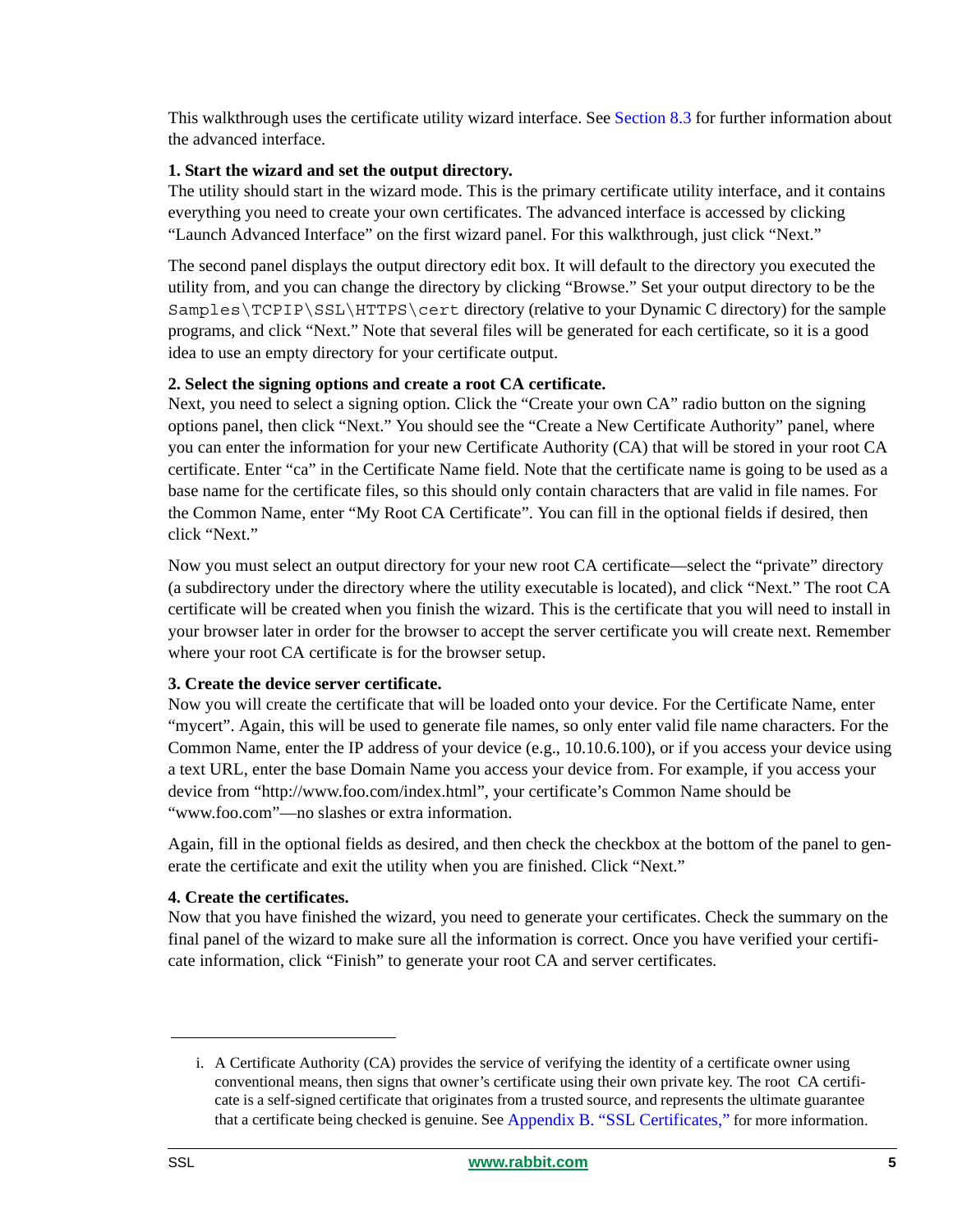This walkthrough uses the certificate utility wizard interface. See Section 8.3 for further information about the advanced interface.

**1. Start the wizard and set the output directory.**
The utility should start in the wizard mode. This is the primary certificate utility interface, and it contains everything you need to create your own certificates. The advanced interface is accessed by clicking “Launch Advanced Interface” on the first wizard panel. For this walkthrough, just click “Next.”

The second panel displays the output directory edit box. It will default to the directory you executed the utility from, and you can change the directory by clicking “Browse.” Set your output directory to be the `Samples\TCPIP\SSL\HTTPS\cert` directory (relative to your Dynamic C directory) for the sample programs, and click “Next.” Note that several files will be generated for each certificate, so it is a good idea to use an empty directory for your certificate output.

**2. Select the signing options and create a root CA certificate.**
Next, you need to select a signing option. Click the “Create your own CA” radio button on the signing options panel, then click “Next.” You should see the “Create a New Certificate Authority” panel, where you can enter the information for your new Certificate Authority (CA) that will be stored in your root CA certificate. Enter “ca” in the Certificate Name field. Note that the certificate name is going to be used as a base name for the certificate files, so this should only contain characters that are valid in file names. For the Common Name, enter “My Root CA Certificate”. You can fill in the optional fields if desired, then click “Next.”

Now you must select an output directory for your new root CA certificate—select the “private” directory (a subdirectory under the directory where the utility executable is located), and click “Next.” The root CA certificate will be created when you finish the wizard. This is the certificate that you will need to install in your browser later in order for the browser to accept the server certificate you will create next. Remember where your root CA certificate is for the browser setup.

**3. Create the device server certificate.**
Now you will create the certificate that will be loaded onto your device. For the Certificate Name, enter “mycert”. Again, this will be used to generate file names, so only enter valid file name characters. For the Common Name, enter the IP address of your device (e.g., 10.10.6.100), or if you access your device using a text URL, enter the base Domain Name you access your device from. For example, if you access your device from “http://www.foo.com/index.html”, your certificate’s Common Name should be “www.foo.com”—no slashes or extra information.

Again, fill in the optional fields as desired, and then check the checkbox at the bottom of the panel to generate the certificate and exit the utility when you are finished. Click “Next.”

**4. Create the certificates.**
Now that you have finished the wizard, you need to generate your certificates. Check the summary on the final panel of the wizard to make sure all the information is correct. Once you have verified your certificate information, click “Finish” to generate your root CA and server certificates.

---

i. A Certificate Authority (CA) provides the service of verifying the identity of a certificate owner using conventional means, then signs that owner’s certificate using their own private key. The root CA certificate is a self-signed certificate that originates from a trusted source, and represents the ultimate guarantee that a certificate being checked is genuine. See Appendix B. “SSL Certificates,” for more information.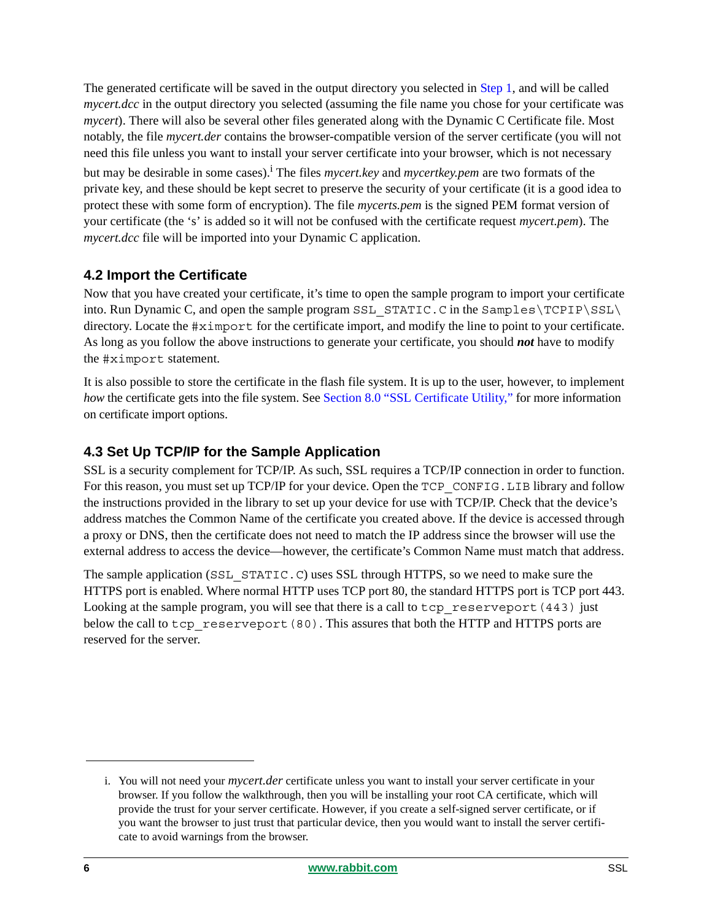The generated certificate will be saved in the output directory you selected in Step 1, and will be called *mycert.dcc* in the output directory you selected (assuming the file name you chose for your certificate was *mycert*). There will also be several other files generated along with the Dynamic C Certificate file. Most notably, the file *mycert.der* contains the browser-compatible version of the server certificate (you will not need this file unless you want to install your server certificate into your browser, which is not necessary but may be desirable in some cases).[i] The files *mycert.key* and *mycertkey.pem* are two formats of the private key, and these should be kept secret to preserve the security of your certificate (it is a good idea to protect these with some form of encryption). The file *mycerts.pem* is the signed PEM format version of your certificate (the 's' is added so it will not be confused with the certificate request *mycert.pem*). The *mycert.dcc* file will be imported into your Dynamic C application.

## 4.2 Import the Certificate

Now that you have created your certificate, it's time to open the sample program to import your certificate into. Run Dynamic C, and open the sample program `SSL_STATIC.C` in the `Samples\TCPIP\SSL\` directory. Locate the `#ximport` for the certificate import, and modify the line to point to your certificate. As long as you follow the above instructions to generate your certificate, you should ***not*** have to modify the `#ximport` statement.

It is also possible to store the certificate in the flash file system. It is up to the user, however, to implement *how* the certificate gets into the file system. See Section 8.0 "SSL Certificate Utility," for more information on certificate import options.

## 4.3 Set Up TCP/IP for the Sample Application

SSL is a security complement for TCP/IP. As such, SSL requires a TCP/IP connection in order to function. For this reason, you must set up TCP/IP for your device. Open the `TCP_CONFIG.LIB` library and follow the instructions provided in the library to set up your device for use with TCP/IP. Check that the device's address matches the Common Name of the certificate you created above. If the device is accessed through a proxy or DNS, then the certificate does not need to match the IP address since the browser will use the external address to access the device—however, the certificate's Common Name must match that address.

The sample application (`SSL_STATIC.C`) uses SSL through HTTPS, so we need to make sure the HTTPS port is enabled. Where normal HTTP uses TCP port 80, the standard HTTPS port is TCP port 443. Looking at the sample program, you will see that there is a call to `tcp_reserveport(443)` just below the call to `tcp_reserveport(80)`. This assures that both the HTTP and HTTPS ports are reserved for the server.

---

i. You will not need your *mycert.der* certificate unless you want to install your server certificate in your browser. If you follow the walkthrough, then you will be installing your root CA certificate, which will provide the trust for your server certificate. However, if you create a self-signed server certificate, or if you want the browser to just trust that particular device, then you would want to install the server certificate to avoid warnings from the browser.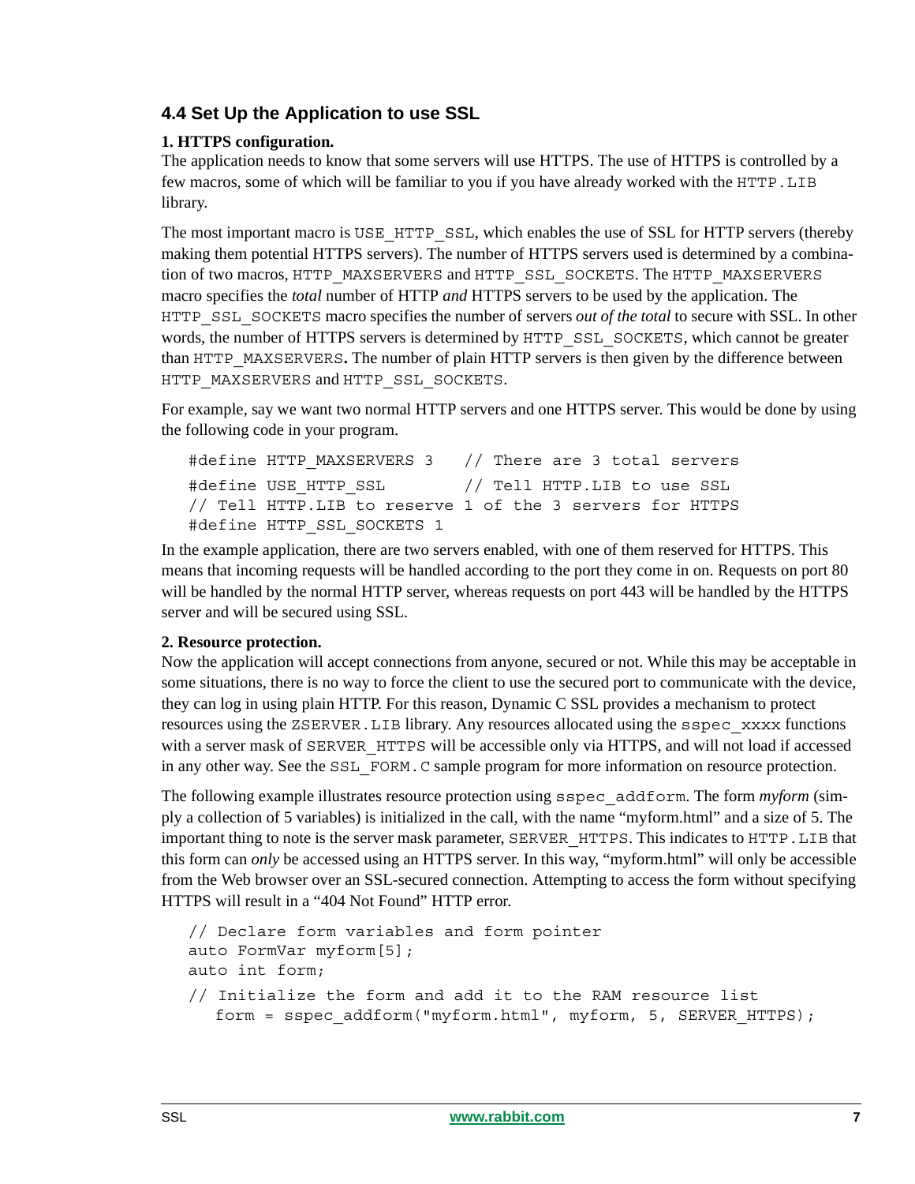## 4.4 Set Up the Application to use SSL

**1. HTTPS configuration.**

The application needs to know that some servers will use HTTPS. The use of HTTPS is controlled by a few macros, some of which will be familiar to you if you have already worked with the HTTP.LIB library.

The most important macro is USE_HTTP_SSL, which enables the use of SSL for HTTP servers (thereby making them potential HTTPS servers). The number of HTTPS servers used is determined by a combination of two macros, HTTP_MAXSERVERS and HTTP_SSL_SOCKETS. The HTTP_MAXSERVERS macro specifies the *total* number of HTTP *and* HTTPS servers to be used by the application. The HTTP_SSL_SOCKETS macro specifies the number of servers *out of the total* to secure with SSL. In other words, the number of HTTPS servers is determined by HTTP_SSL_SOCKETS, which cannot be greater than HTTP_MAXSERVERS**.** The number of plain HTTP servers is then given by the difference between HTTP_MAXSERVERS and HTTP_SSL_SOCKETS.

For example, say we want two normal HTTP servers and one HTTPS server. This would be done by using the following code in your program.

```
#define HTTP_MAXSERVERS 3   // There are 3 total servers
#define USE_HTTP_SSL        // Tell HTTP.LIB to use SSL
// Tell HTTP.LIB to reserve 1 of the 3 servers for HTTPS
#define HTTP_SSL_SOCKETS 1
```

In the example application, there are two servers enabled, with one of them reserved for HTTPS. This means that incoming requests will be handled according to the port they come in on. Requests on port 80 will be handled by the normal HTTP server, whereas requests on port 443 will be handled by the HTTPS server and will be secured using SSL.

**2. Resource protection.**

Now the application will accept connections from anyone, secured or not. While this may be acceptable in some situations, there is no way to force the client to use the secured port to communicate with the device, they can log in using plain HTTP. For this reason, Dynamic C SSL provides a mechanism to protect resources using the ZSERVER.LIB library. Any resources allocated using the sspec_xxxx functions with a server mask of SERVER_HTTPS will be accessible only via HTTPS, and will not load if accessed in any other way. See the SSL_FORM.C sample program for more information on resource protection.

The following example illustrates resource protection using sspec_addform. The form *myform* (simply a collection of 5 variables) is initialized in the call, with the name "myform.html" and a size of 5. The important thing to note is the server mask parameter, SERVER_HTTPS. This indicates to HTTP.LIB that this form can *only* be accessed using an HTTPS server. In this way, "myform.html" will only be accessible from the Web browser over an SSL-secured connection. Attempting to access the form without specifying HTTPS will result in a "404 Not Found" HTTP error.

```
// Declare form variables and form pointer
auto FormVar myform[5];
auto int form;
// Initialize the form and add it to the RAM resource list
   form = sspec_addform("myform.html", myform, 5, SERVER_HTTPS);
```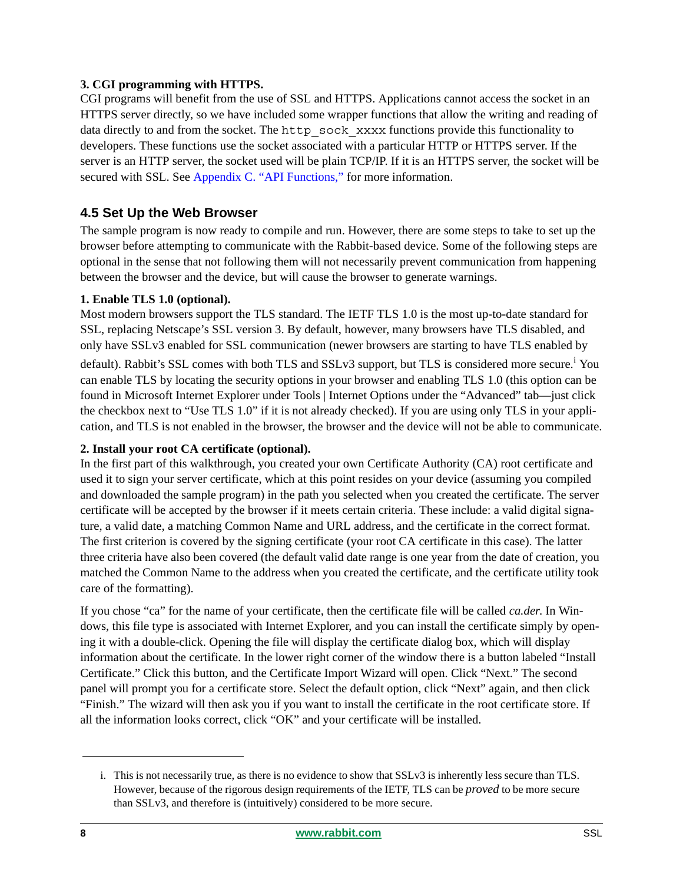**3. CGI programming with HTTPS.**
CGI programs will benefit from the use of SSL and HTTPS. Applications cannot access the socket in an HTTPS server directly, so we have included some wrapper functions that allow the writing and reading of data directly to and from the socket. The `http_sock_xxxx` functions provide this functionality to developers. These functions use the socket associated with a particular HTTP or HTTPS server. If the server is an HTTP server, the socket used will be plain TCP/IP. If it is an HTTPS server, the socket will be secured with SSL. See Appendix C. "API Functions," for more information.

## 4.5 Set Up the Web Browser

The sample program is now ready to compile and run. However, there are some steps to take to set up the browser before attempting to communicate with the Rabbit-based device. Some of the following steps are optional in the sense that not following them will not necessarily prevent communication from happening between the browser and the device, but will cause the browser to generate warnings.

**1. Enable TLS 1.0 (optional).**
Most modern browsers support the TLS standard. The IETF TLS 1.0 is the most up-to-date standard for SSL, replacing Netscape's SSL version 3. By default, however, many browsers have TLS disabled, and only have SSLv3 enabled for SSL communication (newer browsers are starting to have TLS enabled by default). Rabbit's SSL comes with both TLS and SSLv3 support, but TLS is considered more secure.[i] You can enable TLS by locating the security options in your browser and enabling TLS 1.0 (this option can be found in Microsoft Internet Explorer under Tools | Internet Options under the "Advanced" tab—just click the checkbox next to "Use TLS 1.0" if it is not already checked). If you are using only TLS in your application, and TLS is not enabled in the browser, the browser and the device will not be able to communicate.

**2. Install your root CA certificate (optional).**
In the first part of this walkthrough, you created your own Certificate Authority (CA) root certificate and used it to sign your server certificate, which at this point resides on your device (assuming you compiled and downloaded the sample program) in the path you selected when you created the certificate. The server certificate will be accepted by the browser if it meets certain criteria. These include: a valid digital signature, a valid date, a matching Common Name and URL address, and the certificate in the correct format. The first criterion is covered by the signing certificate (your root CA certificate in this case). The latter three criteria have also been covered (the default valid date range is one year from the date of creation, you matched the Common Name to the address when you created the certificate, and the certificate utility took care of the formatting).

If you chose "ca" for the name of your certificate, then the certificate file will be called *ca.der.* In Windows, this file type is associated with Internet Explorer, and you can install the certificate simply by opening it with a double-click. Opening the file will display the certificate dialog box, which will display information about the certificate. In the lower right corner of the window there is a button labeled "Install Certificate." Click this button, and the Certificate Import Wizard will open. Click "Next." The second panel will prompt you for a certificate store. Select the default option, click "Next" again, and then click "Finish." The wizard will then ask you if you want to install the certificate in the root certificate store. If all the information looks correct, click "OK" and your certificate will be installed.

---

i. This is not necessarily true, as there is no evidence to show that SSLv3 is inherently less secure than TLS. However, because of the rigorous design requirements of the IETF, TLS can be *proved* to be more secure than SSLv3, and therefore is (intuitively) considered to be more secure.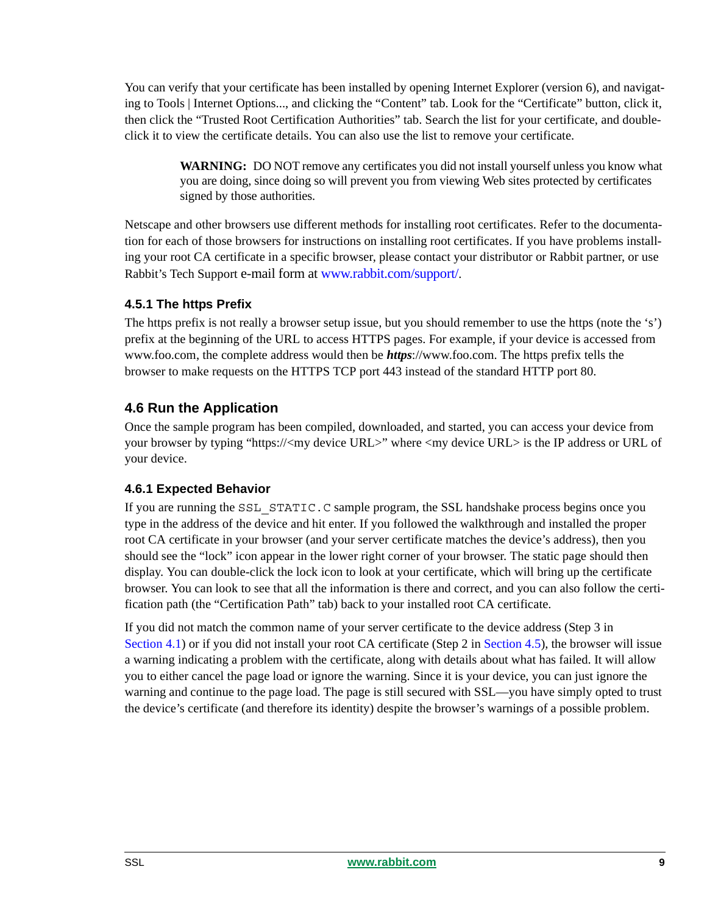You can verify that your certificate has been installed by opening Internet Explorer (version 6), and navigating to Tools | Internet Options..., and clicking the “Content” tab. Look for the “Certificate” button, click it, then click the “Trusted Root Certification Authorities” tab. Search the list for your certificate, and double-click it to view the certificate details. You can also use the list to remove your certificate.

> **WARNING:** DO NOT remove any certificates you did not install yourself unless you know what you are doing, since doing so will prevent you from viewing Web sites protected by certificates signed by those authorities.

Netscape and other browsers use different methods for installing root certificates. Refer to the documentation for each of those browsers for instructions on installing root certificates. If you have problems installing your root CA certificate in a specific browser, please contact your distributor or Rabbit partner, or use Rabbit’s Tech Support e-mail form at www.rabbit.com/support/.

### 4.5.1 The https Prefix

The https prefix is not really a browser setup issue, but you should remember to use the https (note the ‘s’) prefix at the beginning of the URL to access HTTPS pages. For example, if your device is accessed from www.foo.com, the complete address would then be ***https***://www.foo.com. The https prefix tells the browser to make requests on the HTTPS TCP port 443 instead of the standard HTTP port 80.

## 4.6 Run the Application

Once the sample program has been compiled, downloaded, and started, you can access your device from your browser by typing “https://<my device URL>” where <my device URL> is the IP address or URL of your device.

### 4.6.1 Expected Behavior

If you are running the `SSL_STATIC.C` sample program, the SSL handshake process begins once you type in the address of the device and hit enter. If you followed the walkthrough and installed the proper root CA certificate in your browser (and your server certificate matches the device’s address), then you should see the “lock” icon appear in the lower right corner of your browser. The static page should then display. You can double-click the lock icon to look at your certificate, which will bring up the certificate browser. You can look to see that all the information is there and correct, and you can also follow the certification path (the “Certification Path” tab) back to your installed root CA certificate.

If you did not match the common name of your server certificate to the device address (Step 3 in Section 4.1) or if you did not install your root CA certificate (Step 2 in Section 4.5), the browser will issue a warning indicating a problem with the certificate, along with details about what has failed. It will allow you to either cancel the page load or ignore the warning. Since it is your device, you can just ignore the warning and continue to the page load. The page is still secured with SSL—you have simply opted to trust the device’s certificate (and therefore its identity) despite the browser’s warnings of a possible problem.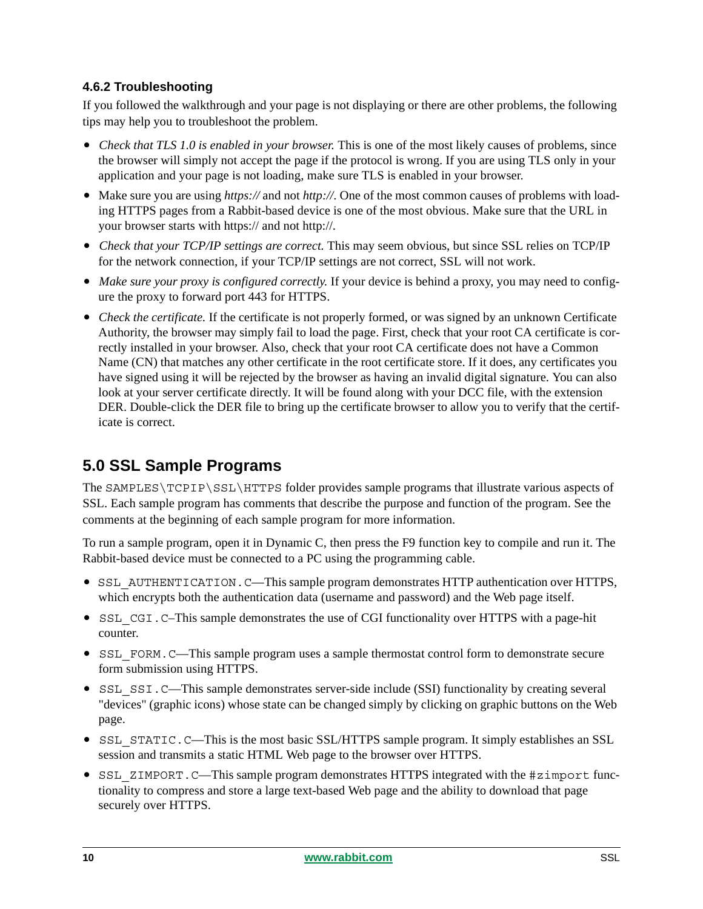### 4.6.2 Troubleshooting

If you followed the walkthrough and your page is not displaying or there are other problems, the following tips may help you to troubleshoot the problem.

- *Check that TLS 1.0 is enabled in your browser.* This is one of the most likely causes of problems, since the browser will simply not accept the page if the protocol is wrong. If you are using TLS only in your application and your page is not loading, make sure TLS is enabled in your browser.
- Make sure you are using *https://* and not *http://*. One of the most common causes of problems with loading HTTPS pages from a Rabbit-based device is one of the most obvious. Make sure that the URL in your browser starts with https:// and not http://.
- *Check that your TCP/IP settings are correct.* This may seem obvious, but since SSL relies on TCP/IP for the network connection, if your TCP/IP settings are not correct, SSL will not work.
- *Make sure your proxy is configured correctly.* If your device is behind a proxy, you may need to configure the proxy to forward port 443 for HTTPS.
- *Check the certificate.* If the certificate is not properly formed, or was signed by an unknown Certificate Authority, the browser may simply fail to load the page. First, check that your root CA certificate is correctly installed in your browser. Also, check that your root CA certificate does not have a Common Name (CN) that matches any other certificate in the root certificate store. If it does, any certificates you have signed using it will be rejected by the browser as having an invalid digital signature. You can also look at your server certificate directly. It will be found along with your DCC file, with the extension DER. Double-click the DER file to bring up the certificate browser to allow you to verify that the certificate is correct.

## 5.0 SSL Sample Programs

The `SAMPLES\TCPIP\SSL\HTTPS` folder provides sample programs that illustrate various aspects of SSL. Each sample program has comments that describe the purpose and function of the program. See the comments at the beginning of each sample program for more information.

To run a sample program, open it in Dynamic C, then press the F9 function key to compile and run it. The Rabbit-based device must be connected to a PC using the programming cable.

- `SSL_AUTHENTICATION.C`—This sample program demonstrates HTTP authentication over HTTPS, which encrypts both the authentication data (username and password) and the Web page itself.
- `SSL_CGI.C`–This sample demonstrates the use of CGI functionality over HTTPS with a page-hit counter.
- `SSL_FORM.C`—This sample program uses a sample thermostat control form to demonstrate secure form submission using HTTPS.
- `SSL_SSI.C`—This sample demonstrates server-side include (SSI) functionality by creating several "devices" (graphic icons) whose state can be changed simply by clicking on graphic buttons on the Web page.
- `SSL_STATIC.C`—This is the most basic SSL/HTTPS sample program. It simply establishes an SSL session and transmits a static HTML Web page to the browser over HTTPS.
- `SSL_ZIMPORT.C`—This sample program demonstrates HTTPS integrated with the `#zimport` functionality to compress and store a large text-based Web page and the ability to download that page securely over HTTPS.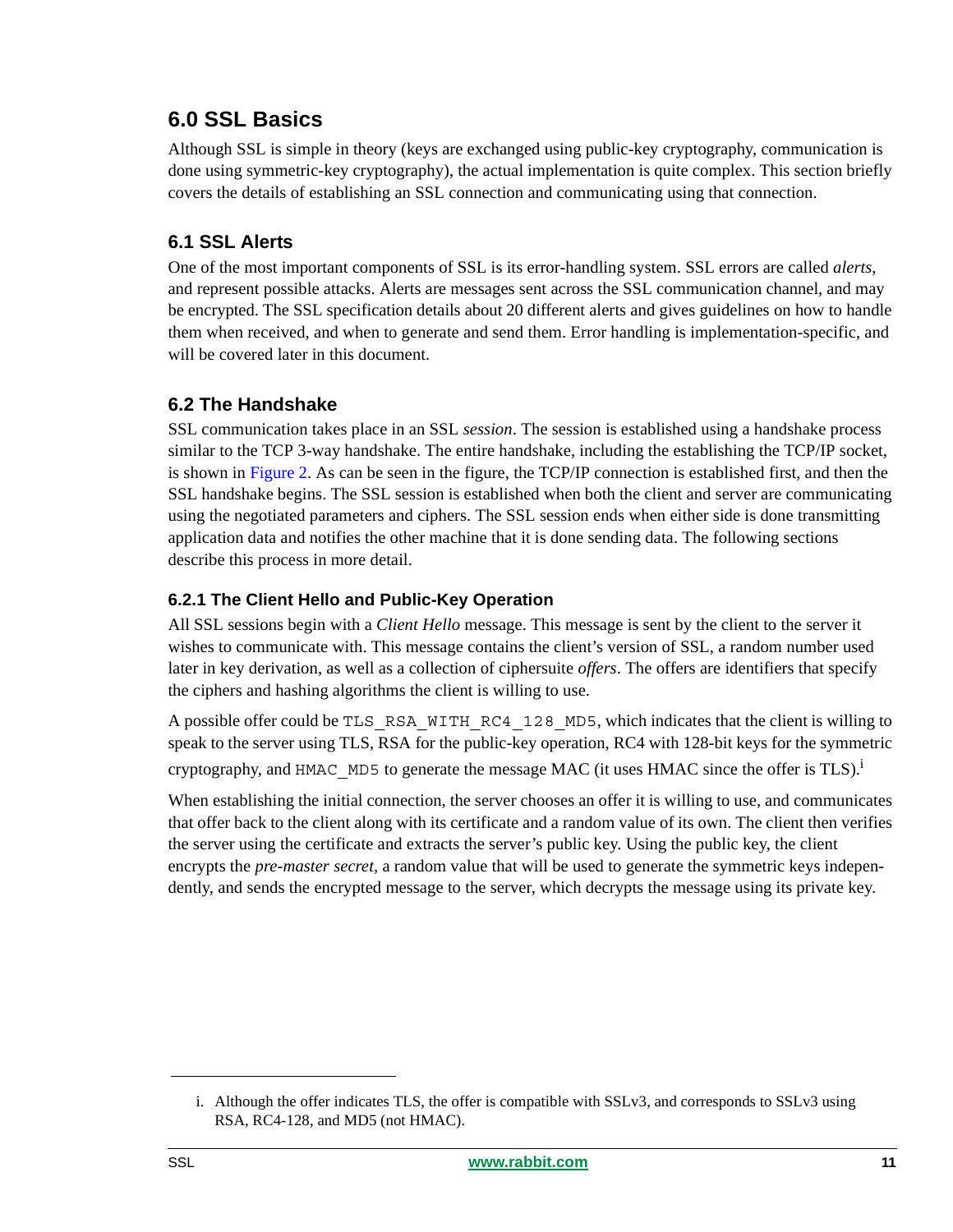# 6.0 SSL Basics

Although SSL is simple in theory (keys are exchanged using public-key cryptography, communication is done using symmetric-key cryptography), the actual implementation is quite complex. This section briefly covers the details of establishing an SSL connection and communicating using that connection.

## 6.1 SSL Alerts

One of the most important components of SSL is its error-handling system. SSL errors are called *alerts*, and represent possible attacks. Alerts are messages sent across the SSL communication channel, and may be encrypted. The SSL specification details about 20 different alerts and gives guidelines on how to handle them when received, and when to generate and send them. Error handling is implementation-specific, and will be covered later in this document.

## 6.2 The Handshake

SSL communication takes place in an SSL *session*. The session is established using a handshake process similar to the TCP 3-way handshake. The entire handshake, including the establishing the TCP/IP socket, is shown in Figure 2. As can be seen in the figure, the TCP/IP connection is established first, and then the SSL handshake begins. The SSL session is established when both the client and server are communicating using the negotiated parameters and ciphers. The SSL session ends when either side is done transmitting application data and notifies the other machine that it is done sending data. The following sections describe this process in more detail.

### 6.2.1 The Client Hello and Public-Key Operation

All SSL sessions begin with a *Client Hello* message. This message is sent by the client to the server it wishes to communicate with. This message contains the client's version of SSL, a random number used later in key derivation, as well as a collection of ciphersuite *offers*. The offers are identifiers that specify the ciphers and hashing algorithms the client is willing to use.

A possible offer could be `TLS_RSA_WITH_RC4_128_MD5`, which indicates that the client is willing to speak to the server using TLS, RSA for the public-key operation, RC4 with 128-bit keys for the symmetric cryptography, and `HMAC_MD5` to generate the message MAC (it uses HMAC since the offer is TLS).[i]

When establishing the initial connection, the server chooses an offer it is willing to use, and communicates that offer back to the client along with its certificate and a random value of its own. The client then verifies the server using the certificate and extracts the server's public key. Using the public key, the client encrypts the *pre-master secret*, a random value that will be used to generate the symmetric keys independently, and sends the encrypted message to the server, which decrypts the message using its private key.

---

i. Although the offer indicates TLS, the offer is compatible with SSLv3, and corresponds to SSLv3 using RSA, RC4-128, and MD5 (not HMAC).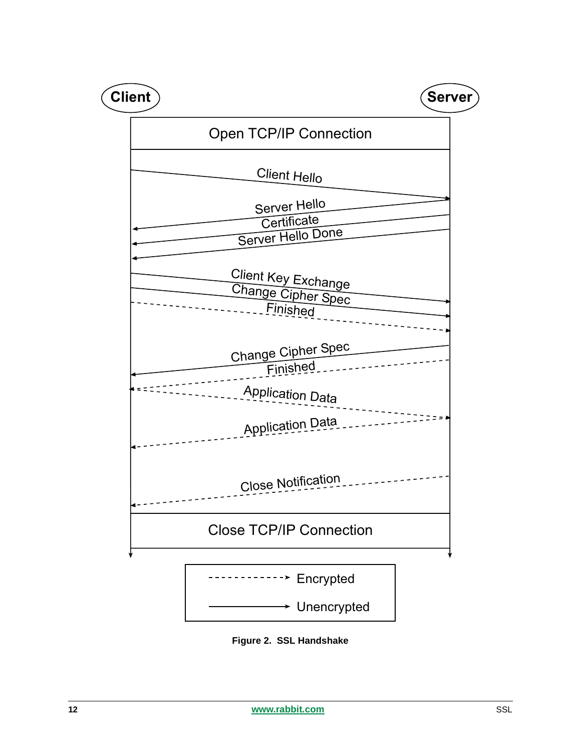Client

Server

Open TCP/IP Connection

Client Hello

Server Hello

Certificate

Server Hello Done

Client Key Exchange

Change Cipher Spec

Finished

Change Cipher Spec

Finished

Application Data

Application Data

Close Notification

Close TCP/IP Connection

| Line style | Meaning |
|---|---|
| - - - - - - - - - → | Encrypted |
| ——————→ | Unencrypted |

**Figure 2. SSL Handshake**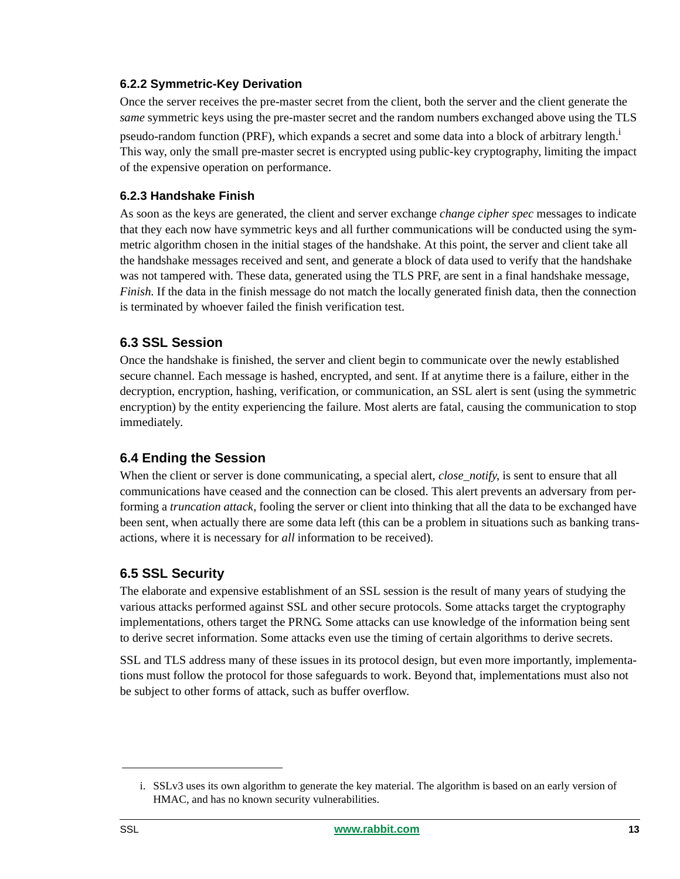### 6.2.2 Symmetric-Key Derivation

Once the server receives the pre-master secret from the client, both the server and the client generate the *same* symmetric keys using the pre-master secret and the random numbers exchanged above using the TLS pseudo-random function (PRF), which expands a secret and some data into a block of arbitrary length.[i] This way, only the small pre-master secret is encrypted using public-key cryptography, limiting the impact of the expensive operation on performance.

### 6.2.3 Handshake Finish

As soon as the keys are generated, the client and server exchange *change cipher spec* messages to indicate that they each now have symmetric keys and all further communications will be conducted using the symmetric algorithm chosen in the initial stages of the handshake. At this point, the server and client take all the handshake messages received and sent, and generate a block of data used to verify that the handshake was not tampered with. These data, generated using the TLS PRF, are sent in a final handshake message, *Finish*. If the data in the finish message do not match the locally generated finish data, then the connection is terminated by whoever failed the finish verification test.

## 6.3 SSL Session

Once the handshake is finished, the server and client begin to communicate over the newly established secure channel. Each message is hashed, encrypted, and sent. If at anytime there is a failure, either in the decryption, encryption, hashing, verification, or communication, an SSL alert is sent (using the symmetric encryption) by the entity experiencing the failure. Most alerts are fatal, causing the communication to stop immediately.

## 6.4 Ending the Session

When the client or server is done communicating, a special alert, *close_notify*, is sent to ensure that all communications have ceased and the connection can be closed. This alert prevents an adversary from performing a *truncation attack*, fooling the server or client into thinking that all the data to be exchanged have been sent, when actually there are some data left (this can be a problem in situations such as banking transactions, where it is necessary for *all* information to be received).

## 6.5 SSL Security

The elaborate and expensive establishment of an SSL session is the result of many years of studying the various attacks performed against SSL and other secure protocols. Some attacks target the cryptography implementations, others target the PRNG. Some attacks can use knowledge of the information being sent to derive secret information. Some attacks even use the timing of certain algorithms to derive secrets.

SSL and TLS address many of these issues in its protocol design, but even more importantly, implementations must follow the protocol for those safeguards to work. Beyond that, implementations must also not be subject to other forms of attack, such as buffer overflow.

---

i. SSLv3 uses its own algorithm to generate the key material. The algorithm is based on an early version of HMAC, and has no known security vulnerabilities.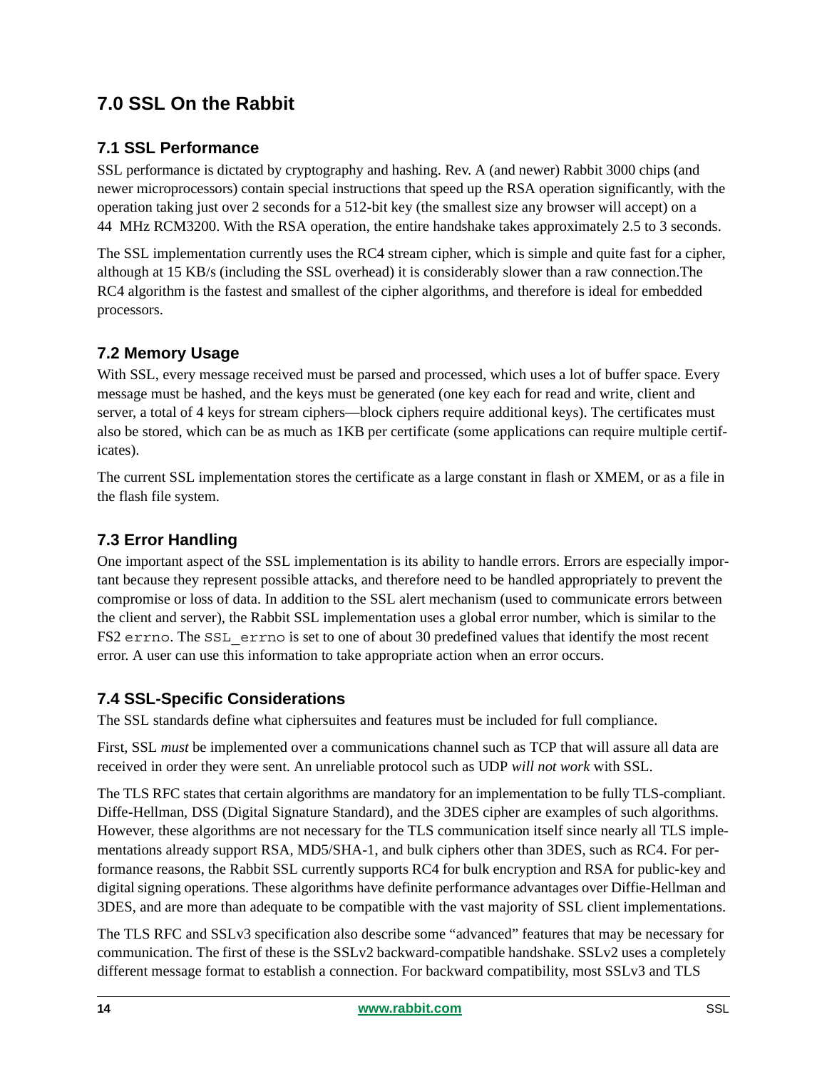# 7.0 SSL On the Rabbit

## 7.1 SSL Performance

SSL performance is dictated by cryptography and hashing. Rev. A (and newer) Rabbit 3000 chips (and newer microprocessors) contain special instructions that speed up the RSA operation significantly, with the operation taking just over 2 seconds for a 512-bit key (the smallest size any browser will accept) on a 44 MHz RCM3200. With the RSA operation, the entire handshake takes approximately 2.5 to 3 seconds.

The SSL implementation currently uses the RC4 stream cipher, which is simple and quite fast for a cipher, although at 15 KB/s (including the SSL overhead) it is considerably slower than a raw connection.The RC4 algorithm is the fastest and smallest of the cipher algorithms, and therefore is ideal for embedded processors.

## 7.2 Memory Usage

With SSL, every message received must be parsed and processed, which uses a lot of buffer space. Every message must be hashed, and the keys must be generated (one key each for read and write, client and server, a total of 4 keys for stream ciphers—block ciphers require additional keys). The certificates must also be stored, which can be as much as 1KB per certificate (some applications can require multiple certificates).

The current SSL implementation stores the certificate as a large constant in flash or XMEM, or as a file in the flash file system.

## 7.3 Error Handling

One important aspect of the SSL implementation is its ability to handle errors. Errors are especially important because they represent possible attacks, and therefore need to be handled appropriately to prevent the compromise or loss of data. In addition to the SSL alert mechanism (used to communicate errors between the client and server), the Rabbit SSL implementation uses a global error number, which is similar to the FS2 `errno`. The `SSL_errno` is set to one of about 30 predefined values that identify the most recent error. A user can use this information to take appropriate action when an error occurs.

## 7.4 SSL-Specific Considerations

The SSL standards define what ciphersuites and features must be included for full compliance.

First, SSL *must* be implemented over a communications channel such as TCP that will assure all data are received in order they were sent. An unreliable protocol such as UDP *will not work* with SSL.

The TLS RFC states that certain algorithms are mandatory for an implementation to be fully TLS-compliant. Diffe-Hellman, DSS (Digital Signature Standard), and the 3DES cipher are examples of such algorithms. However, these algorithms are not necessary for the TLS communication itself since nearly all TLS implementations already support RSA, MD5/SHA-1, and bulk ciphers other than 3DES, such as RC4. For performance reasons, the Rabbit SSL currently supports RC4 for bulk encryption and RSA for public-key and digital signing operations. These algorithms have definite performance advantages over Diffie-Hellman and 3DES, and are more than adequate to be compatible with the vast majority of SSL client implementations.

The TLS RFC and SSLv3 specification also describe some "advanced" features that may be necessary for communication. The first of these is the SSLv2 backward-compatible handshake. SSLv2 uses a completely different message format to establish a connection. For backward compatibility, most SSLv3 and TLS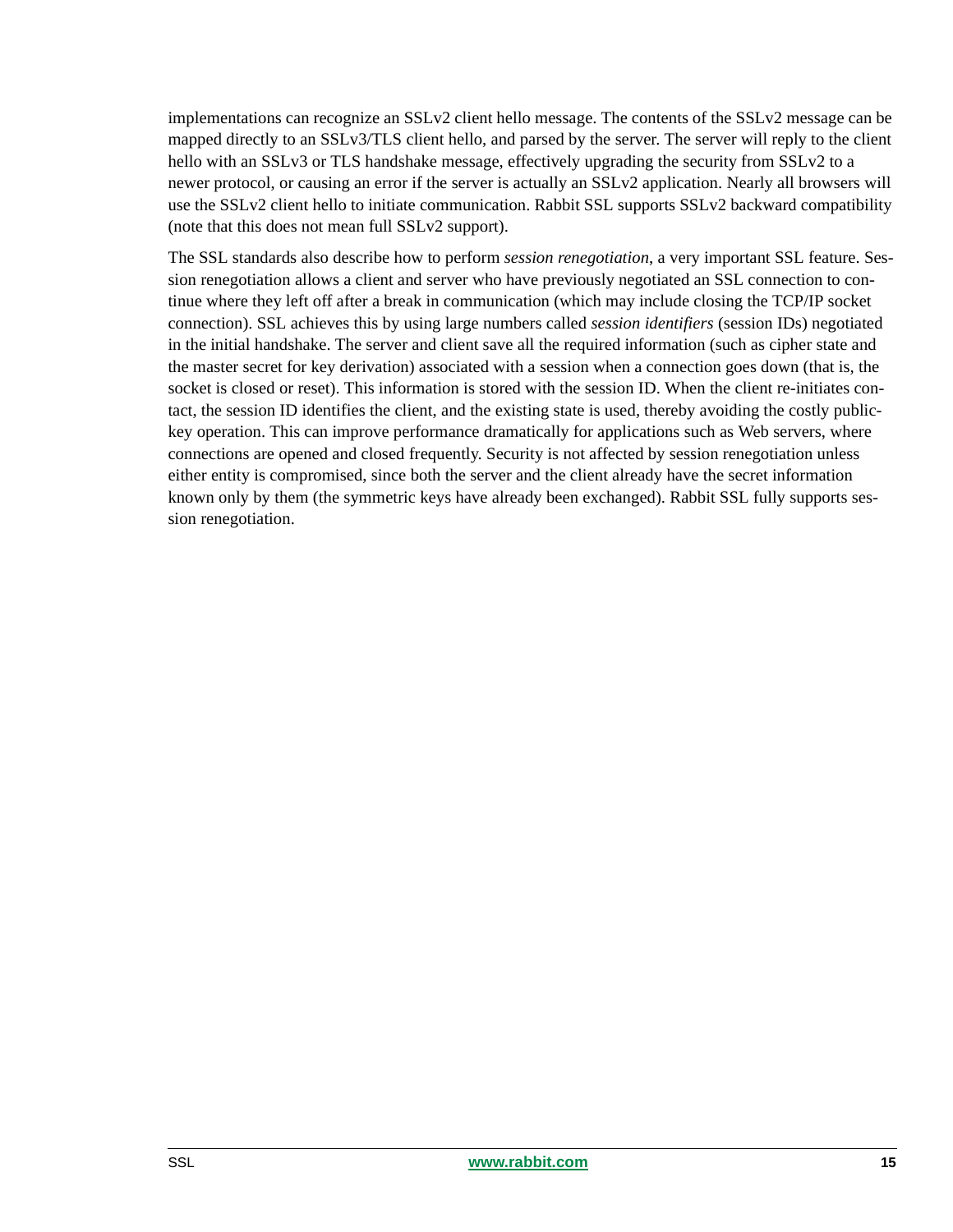implementations can recognize an SSLv2 client hello message. The contents of the SSLv2 message can be mapped directly to an SSLv3/TLS client hello, and parsed by the server. The server will reply to the client hello with an SSLv3 or TLS handshake message, effectively upgrading the security from SSLv2 to a newer protocol, or causing an error if the server is actually an SSLv2 application. Nearly all browsers will use the SSLv2 client hello to initiate communication. Rabbit SSL supports SSLv2 backward compatibility (note that this does not mean full SSLv2 support).

The SSL standards also describe how to perform *session renegotiation*, a very important SSL feature. Session renegotiation allows a client and server who have previously negotiated an SSL connection to continue where they left off after a break in communication (which may include closing the TCP/IP socket connection). SSL achieves this by using large numbers called *session identifiers* (session IDs) negotiated in the initial handshake. The server and client save all the required information (such as cipher state and the master secret for key derivation) associated with a session when a connection goes down (that is, the socket is closed or reset). This information is stored with the session ID. When the client re-initiates contact, the session ID identifies the client, and the existing state is used, thereby avoiding the costly public-key operation. This can improve performance dramatically for applications such as Web servers, where connections are opened and closed frequently. Security is not affected by session renegotiation unless either entity is compromised, since both the server and the client already have the secret information known only by them (the symmetric keys have already been exchanged). Rabbit SSL fully supports session renegotiation.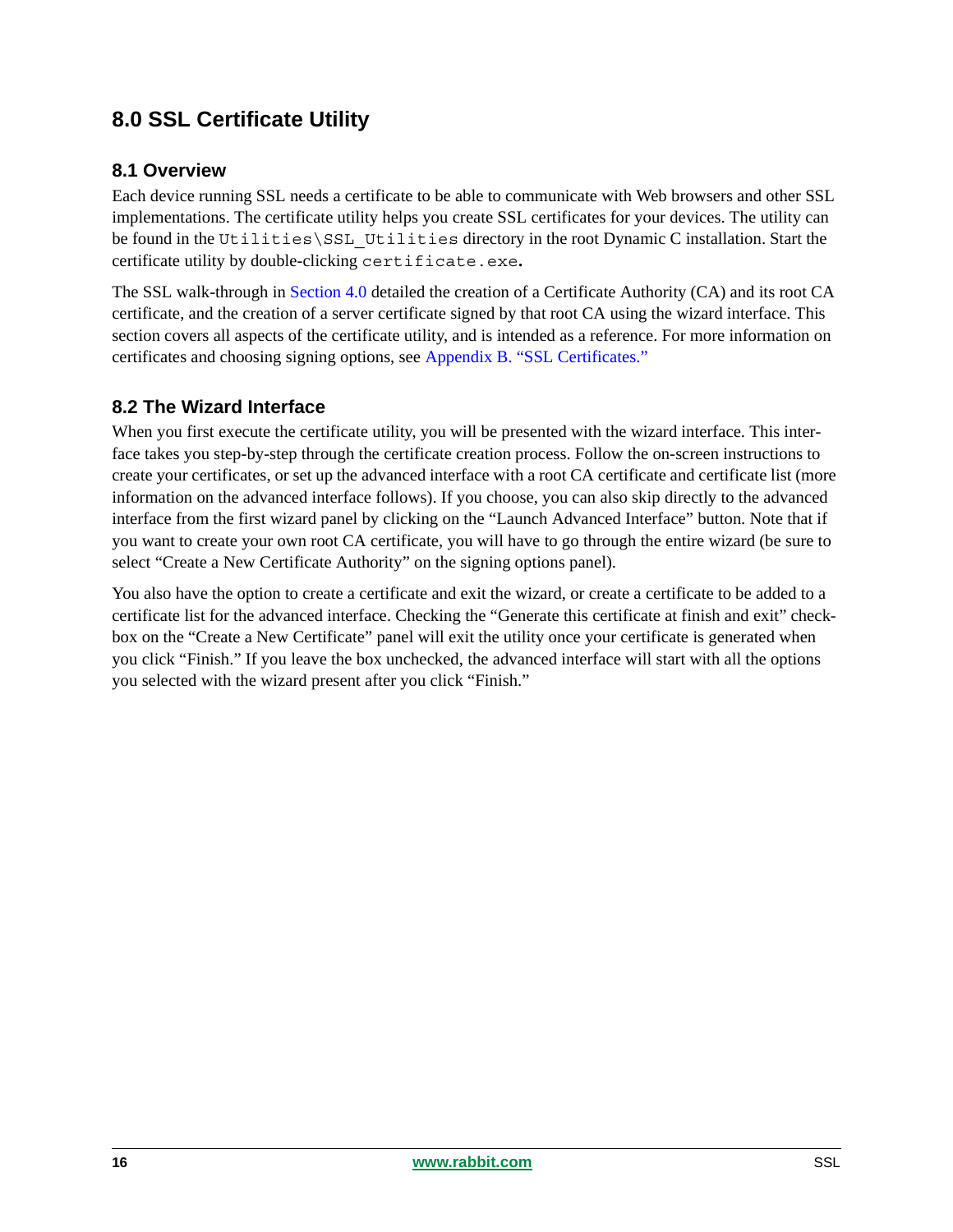# 8.0 SSL Certificate Utility

## 8.1 Overview

Each device running SSL needs a certificate to be able to communicate with Web browsers and other SSL implementations. The certificate utility helps you create SSL certificates for your devices. The utility can be found in the `Utilities\SSL_Utilities` directory in the root Dynamic C installation. Start the certificate utility by double-clicking `certificate.exe`.

The SSL walk-through in Section 4.0 detailed the creation of a Certificate Authority (CA) and its root CA certificate, and the creation of a server certificate signed by that root CA using the wizard interface. This section covers all aspects of the certificate utility, and is intended as a reference. For more information on certificates and choosing signing options, see Appendix B. "SSL Certificates."

## 8.2 The Wizard Interface

When you first execute the certificate utility, you will be presented with the wizard interface. This interface takes you step-by-step through the certificate creation process. Follow the on-screen instructions to create your certificates, or set up the advanced interface with a root CA certificate and certificate list (more information on the advanced interface follows). If you choose, you can also skip directly to the advanced interface from the first wizard panel by clicking on the "Launch Advanced Interface" button. Note that if you want to create your own root CA certificate, you will have to go through the entire wizard (be sure to select "Create a New Certificate Authority" on the signing options panel).

You also have the option to create a certificate and exit the wizard, or create a certificate to be added to a certificate list for the advanced interface. Checking the "Generate this certificate at finish and exit" checkbox on the "Create a New Certificate" panel will exit the utility once your certificate is generated when you click "Finish." If you leave the box unchecked, the advanced interface will start with all the options you selected with the wizard present after you click "Finish."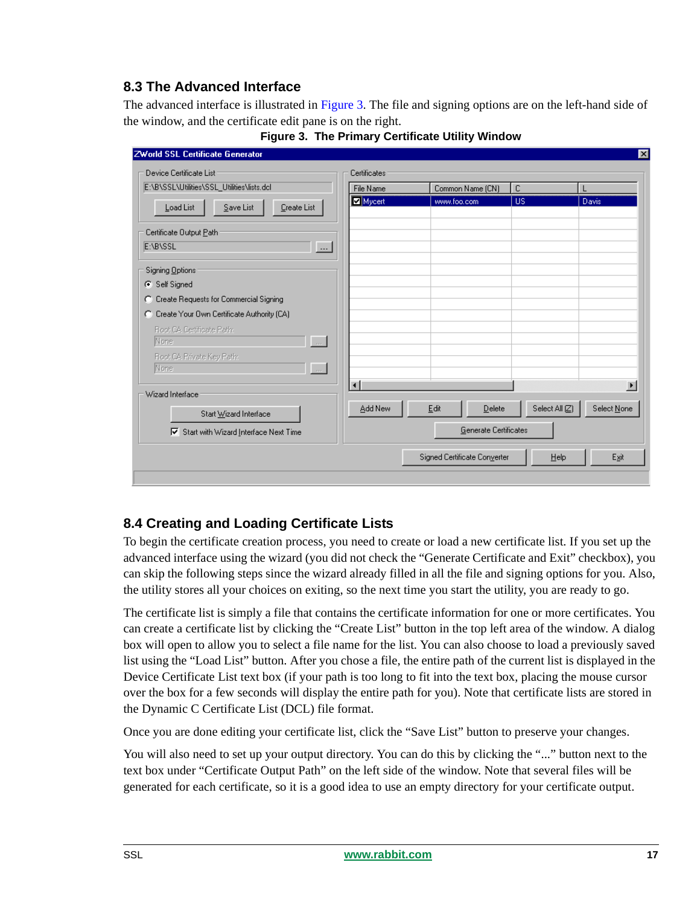## 8.3 The Advanced Interface

The advanced interface is illustrated in Figure 3. The file and signing options are on the left-hand side of the window, and the certificate edit pane is on the right.

**Figure 3. The Primary Certificate Utility Window**

## 8.4 Creating and Loading Certificate Lists

To begin the certificate creation process, you need to create or load a new certificate list. If you set up the advanced interface using the wizard (you did not check the “Generate Certificate and Exit” checkbox), you can skip the following steps since the wizard already filled in all the file and signing options for you. Also, the utility stores all your choices on exiting, so the next time you start the utility, you are ready to go.

The certificate list is simply a file that contains the certificate information for one or more certificates. You can create a certificate list by clicking the “Create List” button in the top left area of the window. A dialog box will open to allow you to select a file name for the list. You can also choose to load a previously saved list using the “Load List” button. After you chose a file, the entire path of the current list is displayed in the Device Certificate List text box (if your path is too long to fit into the text box, placing the mouse cursor over the box for a few seconds will display the entire path for you). Note that certificate lists are stored in the Dynamic C Certificate List (DCL) file format.

Once you are done editing your certificate list, click the “Save List” button to preserve your changes.

You will also need to set up your output directory. You can do this by clicking the “...” button next to the text box under “Certificate Output Path” on the left side of the window. Note that several files will be generated for each certificate, so it is a good idea to use an empty directory for your certificate output.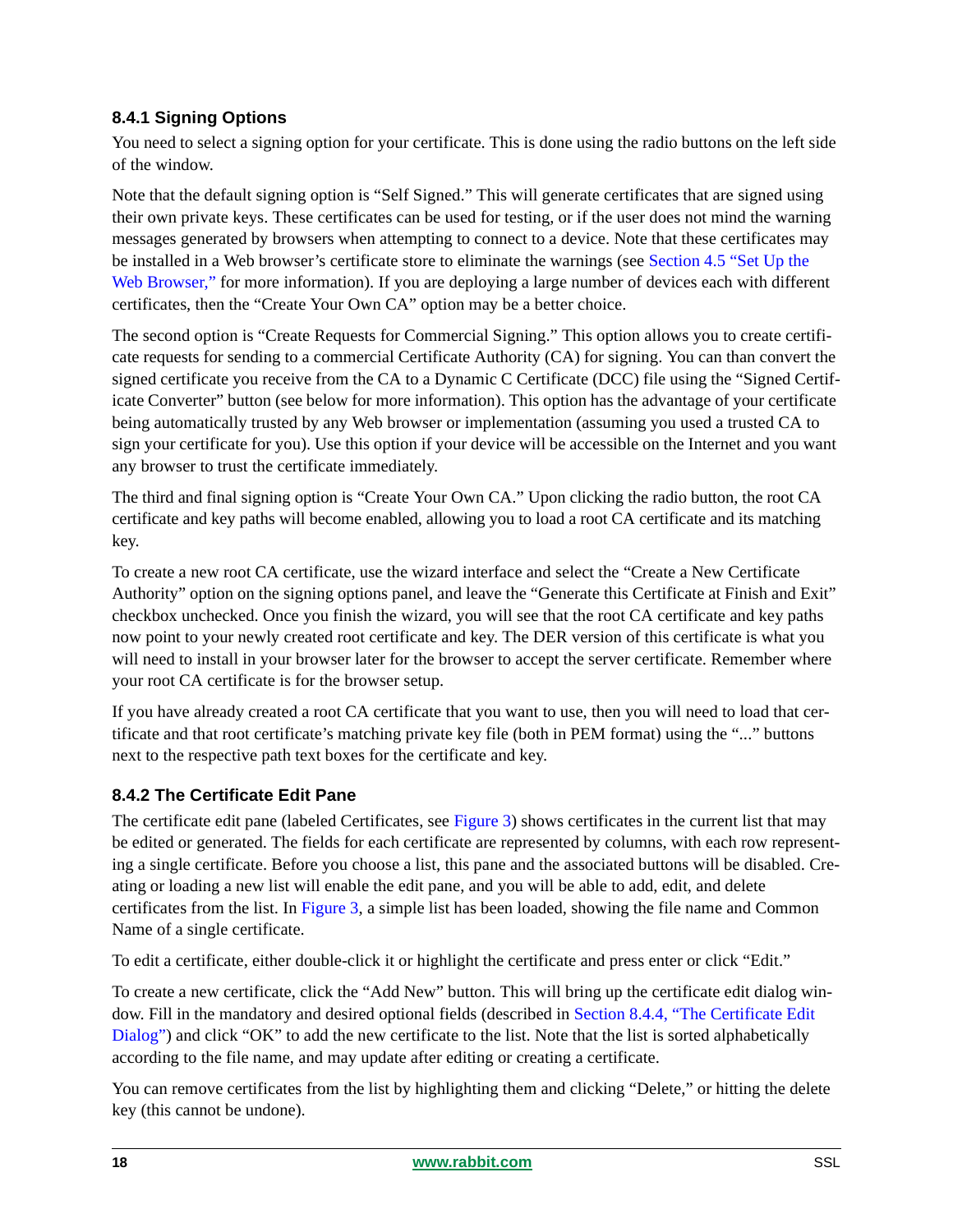### 8.4.1 Signing Options

You need to select a signing option for your certificate. This is done using the radio buttons on the left side of the window.

Note that the default signing option is “Self Signed.” This will generate certificates that are signed using their own private keys. These certificates can be used for testing, or if the user does not mind the warning messages generated by browsers when attempting to connect to a device. Note that these certificates may be installed in a Web browser’s certificate store to eliminate the warnings (see Section 4.5 “Set Up the Web Browser,” for more information). If you are deploying a large number of devices each with different certificates, then the “Create Your Own CA” option may be a better choice.

The second option is “Create Requests for Commercial Signing.” This option allows you to create certificate requests for sending to a commercial Certificate Authority (CA) for signing. You can than convert the signed certificate you receive from the CA to a Dynamic C Certificate (DCC) file using the “Signed Certificate Converter” button (see below for more information). This option has the advantage of your certificate being automatically trusted by any Web browser or implementation (assuming you used a trusted CA to sign your certificate for you). Use this option if your device will be accessible on the Internet and you want any browser to trust the certificate immediately.

The third and final signing option is “Create Your Own CA.” Upon clicking the radio button, the root CA certificate and key paths will become enabled, allowing you to load a root CA certificate and its matching key.

To create a new root CA certificate, use the wizard interface and select the “Create a New Certificate Authority” option on the signing options panel, and leave the “Generate this Certificate at Finish and Exit” checkbox unchecked. Once you finish the wizard, you will see that the root CA certificate and key paths now point to your newly created root certificate and key. The DER version of this certificate is what you will need to install in your browser later for the browser to accept the server certificate. Remember where your root CA certificate is for the browser setup.

If you have already created a root CA certificate that you want to use, then you will need to load that certificate and that root certificate’s matching private key file (both in PEM format) using the “...” buttons next to the respective path text boxes for the certificate and key.

### 8.4.2 The Certificate Edit Pane

The certificate edit pane (labeled Certificates, see Figure 3) shows certificates in the current list that may be edited or generated. The fields for each certificate are represented by columns, with each row representing a single certificate. Before you choose a list, this pane and the associated buttons will be disabled. Creating or loading a new list will enable the edit pane, and you will be able to add, edit, and delete certificates from the list. In Figure 3, a simple list has been loaded, showing the file name and Common Name of a single certificate.

To edit a certificate, either double-click it or highlight the certificate and press enter or click “Edit.”

To create a new certificate, click the “Add New” button. This will bring up the certificate edit dialog window. Fill in the mandatory and desired optional fields (described in Section 8.4.4, “The Certificate Edit Dialog”) and click “OK” to add the new certificate to the list. Note that the list is sorted alphabetically according to the file name, and may update after editing or creating a certificate.

You can remove certificates from the list by highlighting them and clicking “Delete,” or hitting the delete key (this cannot be undone).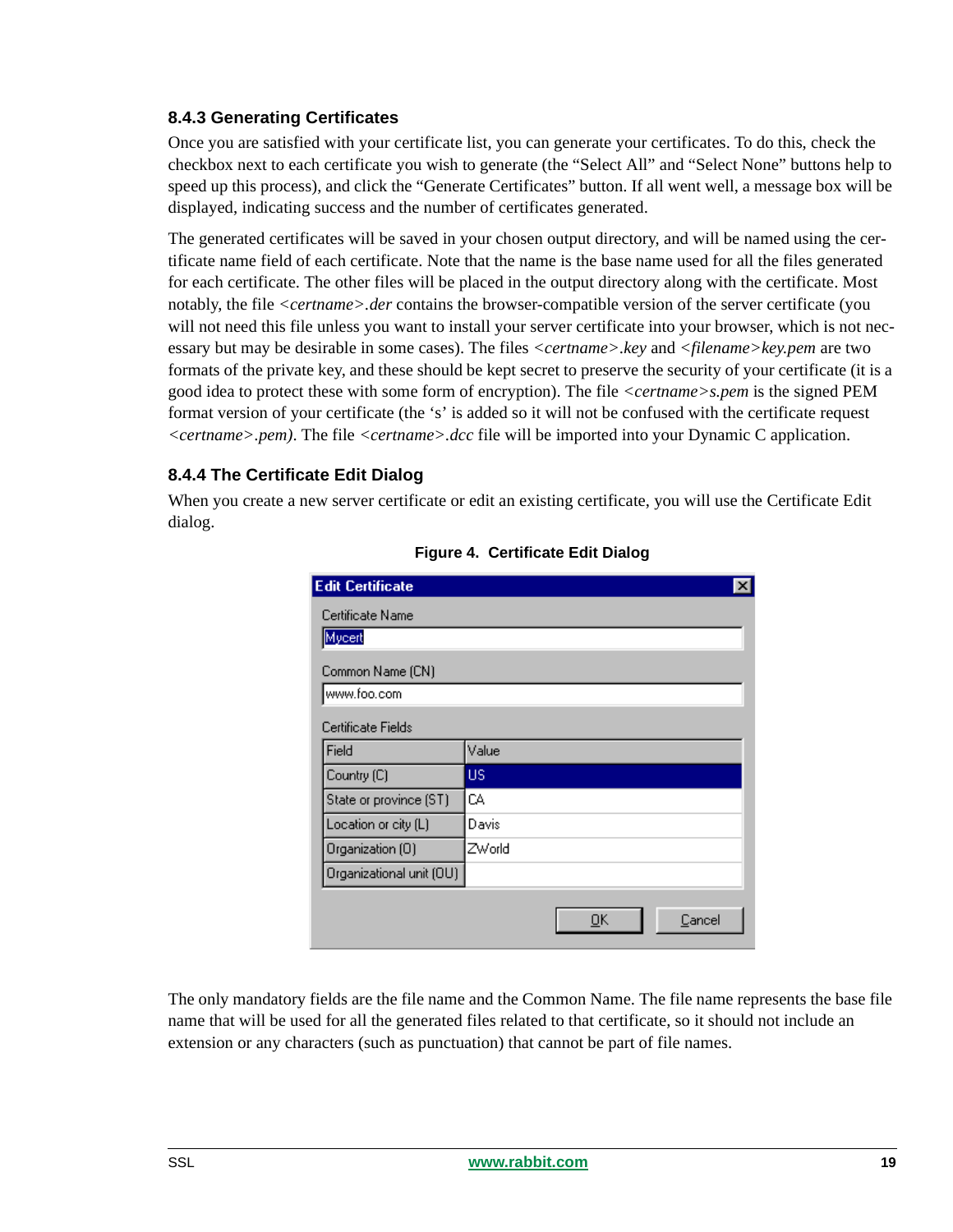### 8.4.3 Generating Certificates

Once you are satisfied with your certificate list, you can generate your certificates. To do this, check the checkbox next to each certificate you wish to generate (the “Select All” and “Select None” buttons help to speed up this process), and click the “Generate Certificates” button. If all went well, a message box will be displayed, indicating success and the number of certificates generated.

The generated certificates will be saved in your chosen output directory, and will be named using the certificate name field of each certificate. Note that the name is the base name used for all the files generated for each certificate. The other files will be placed in the output directory along with the certificate. Most notably, the file *<certname>.der* contains the browser-compatible version of the server certificate (you will not need this file unless you want to install your server certificate into your browser, which is not necessary but may be desirable in some cases). The files *<certname>.key* and *<filename>key.pem* are two formats of the private key, and these should be kept secret to preserve the security of your certificate (it is a good idea to protect these with some form of encryption). The file *<certname>s.pem* is the signed PEM format version of your certificate (the ‘s’ is added so it will not be confused with the certificate request *<certname>.pem)*. The file *<certname>.dcc* file will be imported into your Dynamic C application.

### 8.4.4 The Certificate Edit Dialog

When you create a new server certificate or edit an existing certificate, you will use the Certificate Edit dialog.

**Figure 4. Certificate Edit Dialog**

Edit Certificate

Certificate Name: Mycert

Common Name (CN): www.foo.com

Certificate Fields

| Field | Value |
|---|---|
| Country (C) | US |
| State or province (ST) | CA |
| Location or city (L) | Davis |
| Organization (O) | ZWorld |
| Organizational unit (OU) | |

OK | Cancel

The only mandatory fields are the file name and the Common Name. The file name represents the base file name that will be used for all the generated files related to that certificate, so it should not include an extension or any characters (such as punctuation) that cannot be part of file names.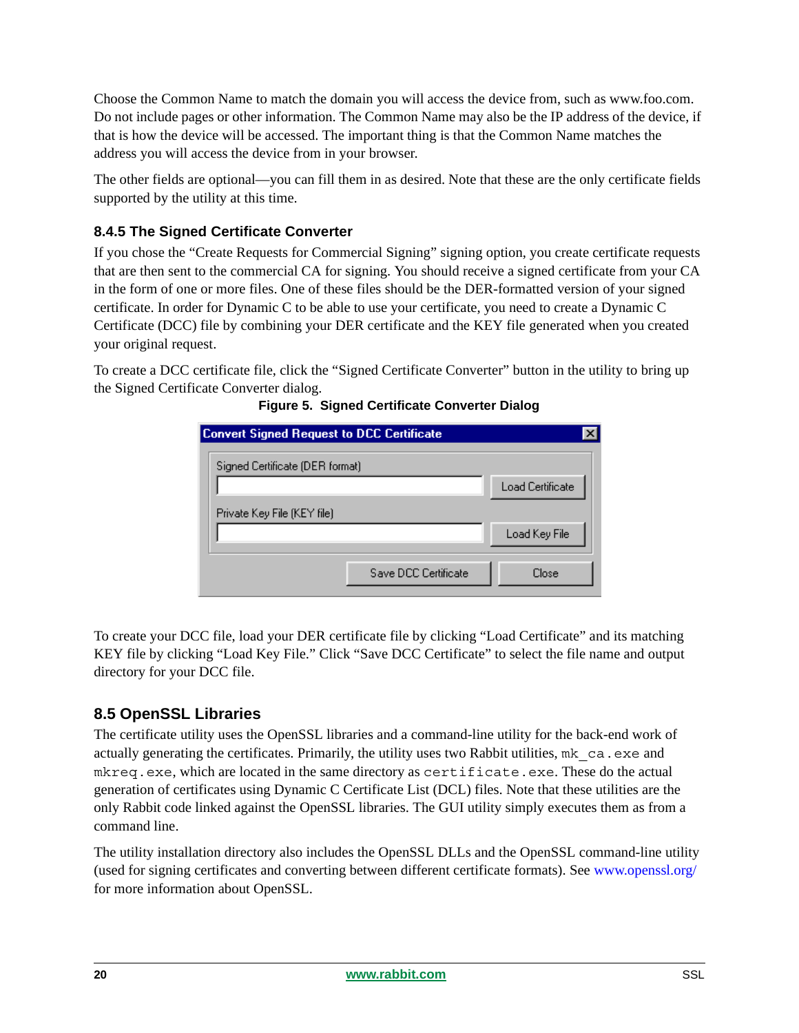Choose the Common Name to match the domain you will access the device from, such as www.foo.com. Do not include pages or other information. The Common Name may also be the IP address of the device, if that is how the device will be accessed. The important thing is that the Common Name matches the address you will access the device from in your browser.

The other fields are optional—you can fill them in as desired. Note that these are the only certificate fields supported by the utility at this time.

### 8.4.5 The Signed Certificate Converter

If you chose the “Create Requests for Commercial Signing” signing option, you create certificate requests that are then sent to the commercial CA for signing. You should receive a signed certificate from your CA in the form of one or more files. One of these files should be the DER-formatted version of your signed certificate. In order for Dynamic C to be able to use your certificate, you need to create a Dynamic C Certificate (DCC) file by combining your DER certificate and the KEY file generated when you created your original request.

To create a DCC certificate file, click the “Signed Certificate Converter” button in the utility to bring up the Signed Certificate Converter dialog.

**Figure 5. Signed Certificate Converter Dialog**

To create your DCC file, load your DER certificate file by clicking “Load Certificate” and its matching KEY file by clicking “Load Key File.” Click “Save DCC Certificate” to select the file name and output directory for your DCC file.

## 8.5 OpenSSL Libraries

The certificate utility uses the OpenSSL libraries and a command-line utility for the back-end work of actually generating the certificates. Primarily, the utility uses two Rabbit utilities, `mk_ca.exe` and `mkreq.exe`, which are located in the same directory as `certificate.exe`. These do the actual generation of certificates using Dynamic C Certificate List (DCL) files. Note that these utilities are the only Rabbit code linked against the OpenSSL libraries. The GUI utility simply executes them as from a command line.

The utility installation directory also includes the OpenSSL DLLs and the OpenSSL command-line utility (used for signing certificates and converting between different certificate formats). See www.openssl.org/ for more information about OpenSSL.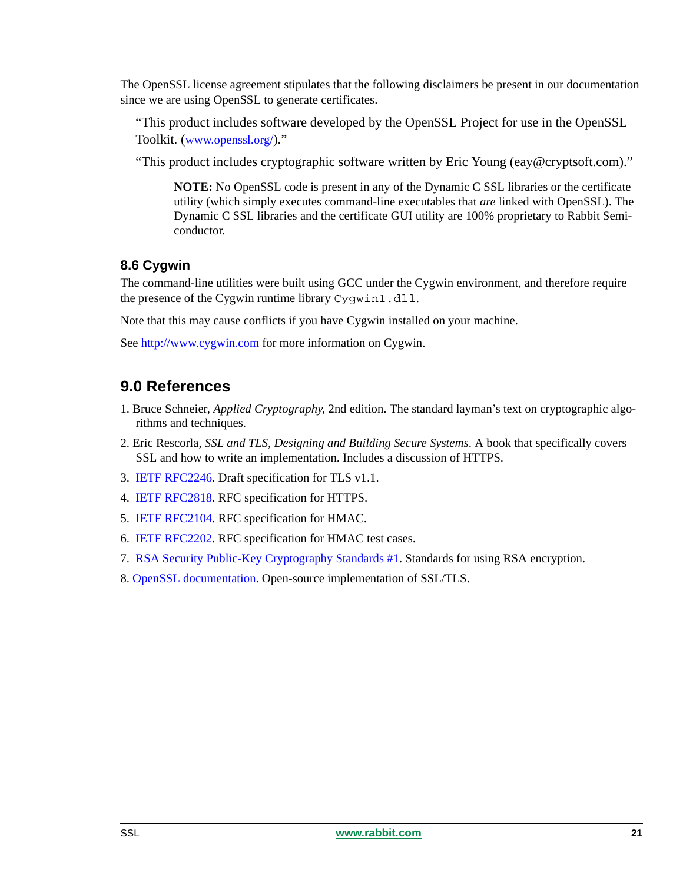The OpenSSL license agreement stipulates that the following disclaimers be present in our documentation since we are using OpenSSL to generate certificates.

> "This product includes software developed by the OpenSSL Project for use in the OpenSSL Toolkit. (www.openssl.org/)."
>
> "This product includes cryptographic software written by Eric Young (eay@cryptsoft.com)."

> **NOTE:** No OpenSSL code is present in any of the Dynamic C SSL libraries or the certificate utility (which simply executes command-line executables that *are* linked with OpenSSL). The Dynamic C SSL libraries and the certificate GUI utility are 100% proprietary to Rabbit Semiconductor.

### 8.6 Cygwin

The command-line utilities were built using GCC under the Cygwin environment, and therefore require the presence of the Cygwin runtime library `Cygwin1.dll`.

Note that this may cause conflicts if you have Cygwin installed on your machine.

See http://www.cygwin.com for more information on Cygwin.

## 9.0 References

1. Bruce Schneier, *Applied Cryptography*, 2nd edition. The standard layman's text on cryptographic algorithms and techniques.
2. Eric Rescorla, *SSL and TLS, Designing and Building Secure Systems*. A book that specifically covers SSL and how to write an implementation. Includes a discussion of HTTPS.
3. IETF RFC2246. Draft specification for TLS v1.1.
4. IETF RFC2818. RFC specification for HTTPS.
5. IETF RFC2104. RFC specification for HMAC.
6. IETF RFC2202. RFC specification for HMAC test cases.
7. RSA Security Public-Key Cryptography Standards #1. Standards for using RSA encryption.
8. OpenSSL documentation. Open-source implementation of SSL/TLS.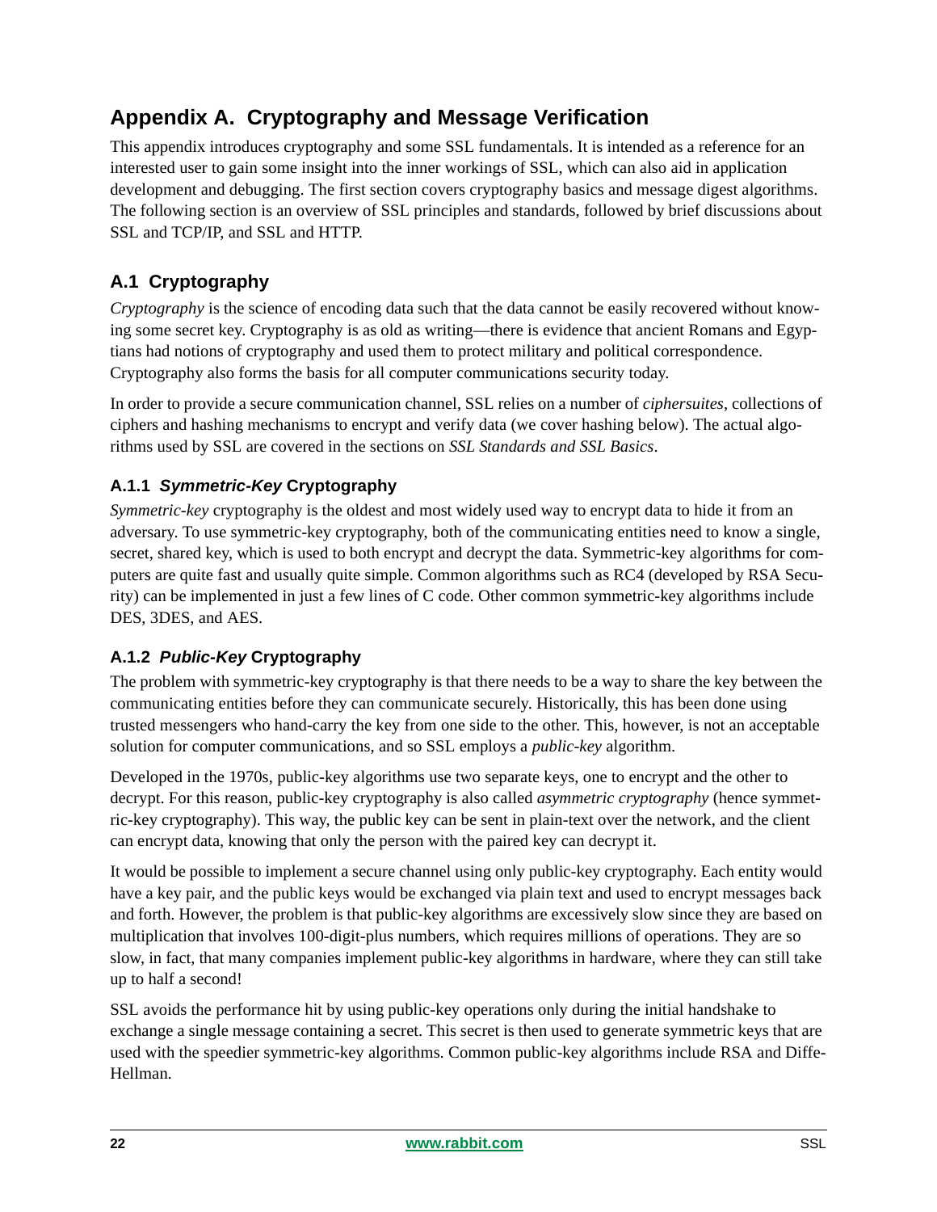# Appendix A. Cryptography and Message Verification

This appendix introduces cryptography and some SSL fundamentals. It is intended as a reference for an interested user to gain some insight into the inner workings of SSL, which can also aid in application development and debugging. The first section covers cryptography basics and message digest algorithms. The following section is an overview of SSL principles and standards, followed by brief discussions about SSL and TCP/IP, and SSL and HTTP.

## A.1 Cryptography

*Cryptography* is the science of encoding data such that the data cannot be easily recovered without knowing some secret key. Cryptography is as old as writing—there is evidence that ancient Romans and Egyptians had notions of cryptography and used them to protect military and political correspondence. Cryptography also forms the basis for all computer communications security today.

In order to provide a secure communication channel, SSL relies on a number of *ciphersuites*, collections of ciphers and hashing mechanisms to encrypt and verify data (we cover hashing below). The actual algorithms used by SSL are covered in the sections on *SSL Standards and SSL Basics*.

### A.1.1 *Symmetric-Key* Cryptography

*Symmetric-key* cryptography is the oldest and most widely used way to encrypt data to hide it from an adversary. To use symmetric-key cryptography, both of the communicating entities need to know a single, secret, shared key, which is used to both encrypt and decrypt the data. Symmetric-key algorithms for computers are quite fast and usually quite simple. Common algorithms such as RC4 (developed by RSA Security) can be implemented in just a few lines of C code. Other common symmetric-key algorithms include DES, 3DES, and AES.

### A.1.2 *Public-Key* Cryptography

The problem with symmetric-key cryptography is that there needs to be a way to share the key between the communicating entities before they can communicate securely. Historically, this has been done using trusted messengers who hand-carry the key from one side to the other. This, however, is not an acceptable solution for computer communications, and so SSL employs a *public-key* algorithm.

Developed in the 1970s, public-key algorithms use two separate keys, one to encrypt and the other to decrypt. For this reason, public-key cryptography is also called *asymmetric cryptography* (hence symmetric-key cryptography). This way, the public key can be sent in plain-text over the network, and the client can encrypt data, knowing that only the person with the paired key can decrypt it.

It would be possible to implement a secure channel using only public-key cryptography. Each entity would have a key pair, and the public keys would be exchanged via plain text and used to encrypt messages back and forth. However, the problem is that public-key algorithms are excessively slow since they are based on multiplication that involves 100-digit-plus numbers, which requires millions of operations. They are so slow, in fact, that many companies implement public-key algorithms in hardware, where they can still take up to half a second!

SSL avoids the performance hit by using public-key operations only during the initial handshake to exchange a single message containing a secret. This secret is then used to generate symmetric keys that are used with the speedier symmetric-key algorithms. Common public-key algorithms include RSA and Diffe-Hellman.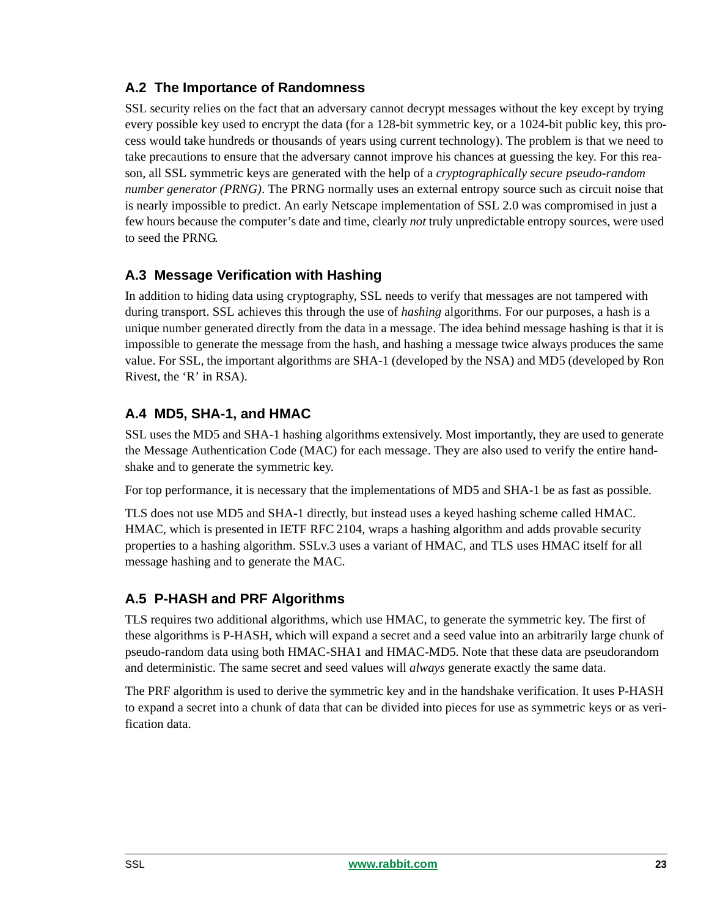## A.2 The Importance of Randomness

SSL security relies on the fact that an adversary cannot decrypt messages without the key except by trying every possible key used to encrypt the data (for a 128-bit symmetric key, or a 1024-bit public key, this process would take hundreds or thousands of years using current technology). The problem is that we need to take precautions to ensure that the adversary cannot improve his chances at guessing the key. For this reason, all SSL symmetric keys are generated with the help of a *cryptographically secure pseudo-random number generator (PRNG)*. The PRNG normally uses an external entropy source such as circuit noise that is nearly impossible to predict. An early Netscape implementation of SSL 2.0 was compromised in just a few hours because the computer's date and time, clearly *not* truly unpredictable entropy sources, were used to seed the PRNG.

## A.3 Message Verification with Hashing

In addition to hiding data using cryptography, SSL needs to verify that messages are not tampered with during transport. SSL achieves this through the use of *hashing* algorithms. For our purposes, a hash is a unique number generated directly from the data in a message. The idea behind message hashing is that it is impossible to generate the message from the hash, and hashing a message twice always produces the same value. For SSL, the important algorithms are SHA-1 (developed by the NSA) and MD5 (developed by Ron Rivest, the 'R' in RSA).

## A.4 MD5, SHA-1, and HMAC

SSL uses the MD5 and SHA-1 hashing algorithms extensively. Most importantly, they are used to generate the Message Authentication Code (MAC) for each message. They are also used to verify the entire handshake and to generate the symmetric key.

For top performance, it is necessary that the implementations of MD5 and SHA-1 be as fast as possible.

TLS does not use MD5 and SHA-1 directly, but instead uses a keyed hashing scheme called HMAC. HMAC, which is presented in IETF RFC 2104, wraps a hashing algorithm and adds provable security properties to a hashing algorithm. SSLv.3 uses a variant of HMAC, and TLS uses HMAC itself for all message hashing and to generate the MAC.

## A.5 P-HASH and PRF Algorithms

TLS requires two additional algorithms, which use HMAC, to generate the symmetric key. The first of these algorithms is P-HASH, which will expand a secret and a seed value into an arbitrarily large chunk of pseudo-random data using both HMAC-SHA1 and HMAC-MD5. Note that these data are pseudorandom and deterministic. The same secret and seed values will *always* generate exactly the same data.

The PRF algorithm is used to derive the symmetric key and in the handshake verification. It uses P-HASH to expand a secret into a chunk of data that can be divided into pieces for use as symmetric keys or as verification data.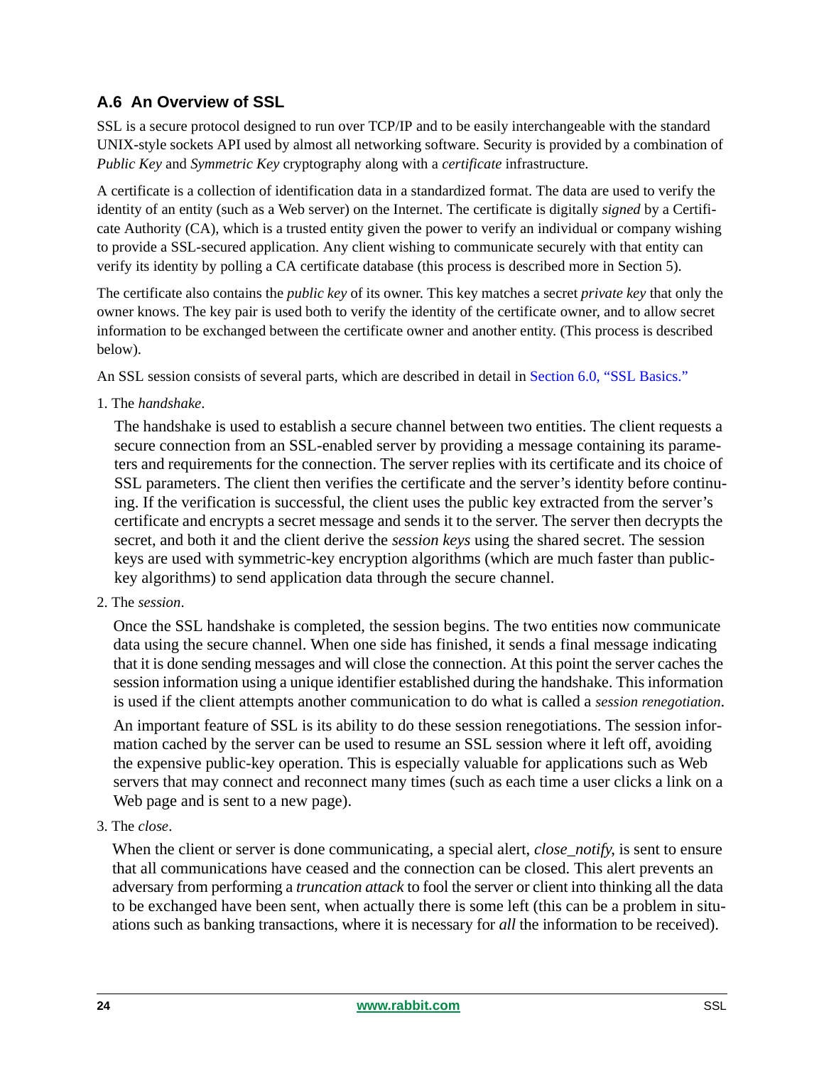## A.6 An Overview of SSL

SSL is a secure protocol designed to run over TCP/IP and to be easily interchangeable with the standard UNIX-style sockets API used by almost all networking software. Security is provided by a combination of *Public Key* and *Symmetric Key* cryptography along with a *certificate* infrastructure.

A certificate is a collection of identification data in a standardized format. The data are used to verify the identity of an entity (such as a Web server) on the Internet. The certificate is digitally *signed* by a Certificate Authority (CA), which is a trusted entity given the power to verify an individual or company wishing to provide a SSL-secured application. Any client wishing to communicate securely with that entity can verify its identity by polling a CA certificate database (this process is described more in Section 5).

The certificate also contains the *public key* of its owner. This key matches a secret *private key* that only the owner knows. The key pair is used both to verify the identity of the certificate owner, and to allow secret information to be exchanged between the certificate owner and another entity. (This process is described below).

An SSL session consists of several parts, which are described in detail in Section 6.0, "SSL Basics."

1. The *handshake*.

   The handshake is used to establish a secure channel between two entities. The client requests a secure connection from an SSL-enabled server by providing a message containing its parameters and requirements for the connection. The server replies with its certificate and its choice of SSL parameters. The client then verifies the certificate and the server's identity before continuing. If the verification is successful, the client uses the public key extracted from the server's certificate and encrypts a secret message and sends it to the server. The server then decrypts the secret, and both it and the client derive the *session keys* using the shared secret. The session keys are used with symmetric-key encryption algorithms (which are much faster than public-key algorithms) to send application data through the secure channel.

2. The *session*.

   Once the SSL handshake is completed, the session begins. The two entities now communicate data using the secure channel. When one side has finished, it sends a final message indicating that it is done sending messages and will close the connection. At this point the server caches the session information using a unique identifier established during the handshake. This information is used if the client attempts another communication to do what is called a *session renegotiation*.

   An important feature of SSL is its ability to do these session renegotiations. The session information cached by the server can be used to resume an SSL session where it left off, avoiding the expensive public-key operation. This is especially valuable for applications such as Web servers that may connect and reconnect many times (such as each time a user clicks a link on a Web page and is sent to a new page).

3. The *close*.

   When the client or server is done communicating, a special alert, *close_notify*, is sent to ensure that all communications have ceased and the connection can be closed. This alert prevents an adversary from performing a *truncation attack* to fool the server or client into thinking all the data to be exchanged have been sent, when actually there is some left (this can be a problem in situations such as banking transactions, where it is necessary for *all* the information to be received).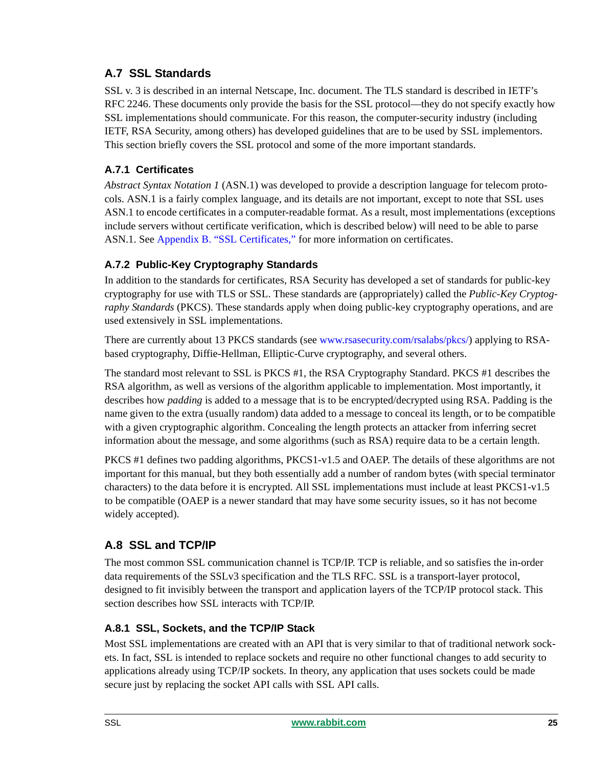## A.7 SSL Standards

SSL v. 3 is described in an internal Netscape, Inc. document. The TLS standard is described in IETF's RFC 2246. These documents only provide the basis for the SSL protocol—they do not specify exactly how SSL implementations should communicate. For this reason, the computer-security industry (including IETF, RSA Security, among others) has developed guidelines that are to be used by SSL implementors. This section briefly covers the SSL protocol and some of the more important standards.

### A.7.1 Certificates

*Abstract Syntax Notation 1* (ASN.1) was developed to provide a description language for telecom protocols. ASN.1 is a fairly complex language, and its details are not important, except to note that SSL uses ASN.1 to encode certificates in a computer-readable format. As a result, most implementations (exceptions include servers without certificate verification, which is described below) will need to be able to parse ASN.1. See Appendix B. "SSL Certificates," for more information on certificates.

### A.7.2 Public-Key Cryptography Standards

In addition to the standards for certificates, RSA Security has developed a set of standards for public-key cryptography for use with TLS or SSL. These standards are (appropriately) called the *Public-Key Cryptography Standards* (PKCS). These standards apply when doing public-key cryptography operations, and are used extensively in SSL implementations.

There are currently about 13 PKCS standards (see www.rsasecurity.com/rsalabs/pkcs/) applying to RSA-based cryptography, Diffie-Hellman, Elliptic-Curve cryptography, and several others.

The standard most relevant to SSL is PKCS #1, the RSA Cryptography Standard. PKCS #1 describes the RSA algorithm, as well as versions of the algorithm applicable to implementation. Most importantly, it describes how *padding* is added to a message that is to be encrypted/decrypted using RSA. Padding is the name given to the extra (usually random) data added to a message to conceal its length, or to be compatible with a given cryptographic algorithm. Concealing the length protects an attacker from inferring secret information about the message, and some algorithms (such as RSA) require data to be a certain length.

PKCS #1 defines two padding algorithms, PKCS1-v1.5 and OAEP. The details of these algorithms are not important for this manual, but they both essentially add a number of random bytes (with special terminator characters) to the data before it is encrypted. All SSL implementations must include at least PKCS1-v1.5 to be compatible (OAEP is a newer standard that may have some security issues, so it has not become widely accepted).

## A.8 SSL and TCP/IP

The most common SSL communication channel is TCP/IP. TCP is reliable, and so satisfies the in-order data requirements of the SSLv3 specification and the TLS RFC. SSL is a transport-layer protocol, designed to fit invisibly between the transport and application layers of the TCP/IP protocol stack. This section describes how SSL interacts with TCP/IP.

### A.8.1 SSL, Sockets, and the TCP/IP Stack

Most SSL implementations are created with an API that is very similar to that of traditional network sockets. In fact, SSL is intended to replace sockets and require no other functional changes to add security to applications already using TCP/IP sockets. In theory, any application that uses sockets could be made secure just by replacing the socket API calls with SSL API calls.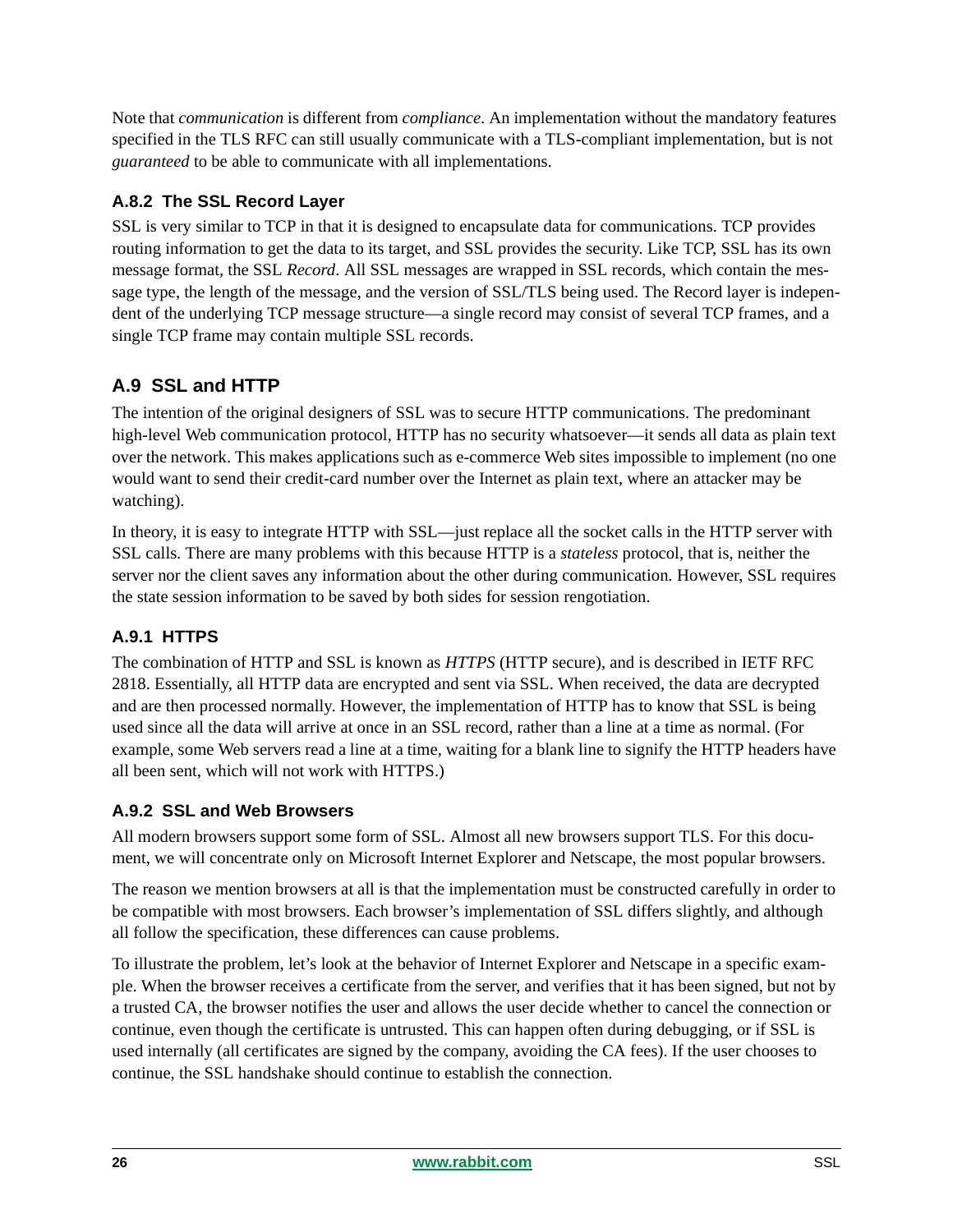Note that *communication* is different from *compliance*. An implementation without the mandatory features specified in the TLS RFC can still usually communicate with a TLS-compliant implementation, but is not *guaranteed* to be able to communicate with all implementations.

### A.8.2 The SSL Record Layer

SSL is very similar to TCP in that it is designed to encapsulate data for communications. TCP provides routing information to get the data to its target, and SSL provides the security. Like TCP, SSL has its own message format, the SSL *Record*. All SSL messages are wrapped in SSL records, which contain the message type, the length of the message, and the version of SSL/TLS being used. The Record layer is independent of the underlying TCP message structure—a single record may consist of several TCP frames, and a single TCP frame may contain multiple SSL records.

## A.9 SSL and HTTP

The intention of the original designers of SSL was to secure HTTP communications. The predominant high-level Web communication protocol, HTTP has no security whatsoever—it sends all data as plain text over the network. This makes applications such as e-commerce Web sites impossible to implement (no one would want to send their credit-card number over the Internet as plain text, where an attacker may be watching).

In theory, it is easy to integrate HTTP with SSL—just replace all the socket calls in the HTTP server with SSL calls. There are many problems with this because HTTP is a *stateless* protocol, that is, neither the server nor the client saves any information about the other during communication. However, SSL requires the state session information to be saved by both sides for session rengotiation.

### A.9.1 HTTPS

The combination of HTTP and SSL is known as *HTTPS* (HTTP secure), and is described in IETF RFC 2818. Essentially, all HTTP data are encrypted and sent via SSL. When received, the data are decrypted and are then processed normally. However, the implementation of HTTP has to know that SSL is being used since all the data will arrive at once in an SSL record, rather than a line at a time as normal. (For example, some Web servers read a line at a time, waiting for a blank line to signify the HTTP headers have all been sent, which will not work with HTTPS.)

### A.9.2 SSL and Web Browsers

All modern browsers support some form of SSL. Almost all new browsers support TLS. For this document, we will concentrate only on Microsoft Internet Explorer and Netscape, the most popular browsers.

The reason we mention browsers at all is that the implementation must be constructed carefully in order to be compatible with most browsers. Each browser's implementation of SSL differs slightly, and although all follow the specification, these differences can cause problems.

To illustrate the problem, let's look at the behavior of Internet Explorer and Netscape in a specific example. When the browser receives a certificate from the server, and verifies that it has been signed, but not by a trusted CA, the browser notifies the user and allows the user decide whether to cancel the connection or continue, even though the certificate is untrusted. This can happen often during debugging, or if SSL is used internally (all certificates are signed by the company, avoiding the CA fees). If the user chooses to continue, the SSL handshake should continue to establish the connection.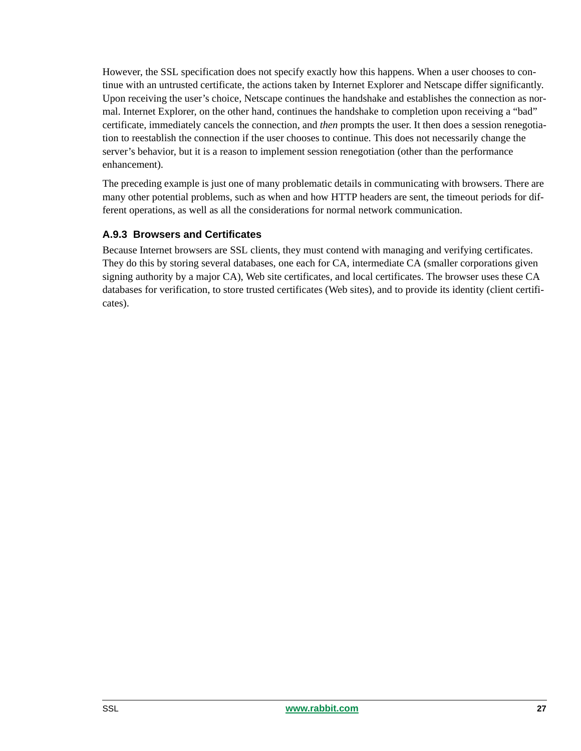However, the SSL specification does not specify exactly how this happens. When a user chooses to continue with an untrusted certificate, the actions taken by Internet Explorer and Netscape differ significantly. Upon receiving the user's choice, Netscape continues the handshake and establishes the connection as normal. Internet Explorer, on the other hand, continues the handshake to completion upon receiving a "bad" certificate, immediately cancels the connection, and *then* prompts the user. It then does a session renegotiation to reestablish the connection if the user chooses to continue. This does not necessarily change the server's behavior, but it is a reason to implement session renegotiation (other than the performance enhancement).

The preceding example is just one of many problematic details in communicating with browsers. There are many other potential problems, such as when and how HTTP headers are sent, the timeout periods for different operations, as well as all the considerations for normal network communication.

### A.9.3 Browsers and Certificates

Because Internet browsers are SSL clients, they must contend with managing and verifying certificates. They do this by storing several databases, one each for CA, intermediate CA (smaller corporations given signing authority by a major CA), Web site certificates, and local certificates. The browser uses these CA databases for verification, to store trusted certificates (Web sites), and to provide its identity (client certificates).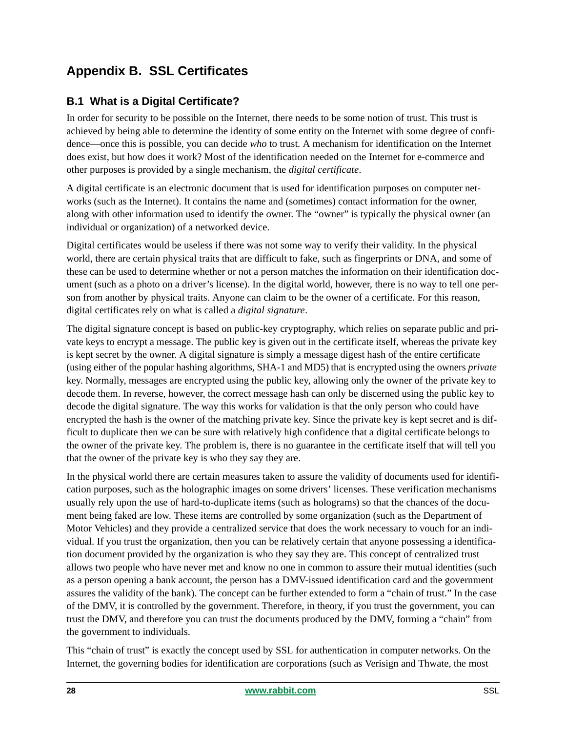# Appendix B. SSL Certificates

## B.1 What is a Digital Certificate?

In order for security to be possible on the Internet, there needs to be some notion of trust. This trust is achieved by being able to determine the identity of some entity on the Internet with some degree of confidence—once this is possible, you can decide *who* to trust. A mechanism for identification on the Internet does exist, but how does it work? Most of the identification needed on the Internet for e-commerce and other purposes is provided by a single mechanism, the *digital certificate*.

A digital certificate is an electronic document that is used for identification purposes on computer networks (such as the Internet). It contains the name and (sometimes) contact information for the owner, along with other information used to identify the owner. The "owner" is typically the physical owner (an individual or organization) of a networked device.

Digital certificates would be useless if there was not some way to verify their validity. In the physical world, there are certain physical traits that are difficult to fake, such as fingerprints or DNA, and some of these can be used to determine whether or not a person matches the information on their identification document (such as a photo on a driver's license). In the digital world, however, there is no way to tell one person from another by physical traits. Anyone can claim to be the owner of a certificate. For this reason, digital certificates rely on what is called a *digital signature*.

The digital signature concept is based on public-key cryptography, which relies on separate public and private keys to encrypt a message. The public key is given out in the certificate itself, whereas the private key is kept secret by the owner. A digital signature is simply a message digest hash of the entire certificate (using either of the popular hashing algorithms, SHA-1 and MD5) that is encrypted using the owners *private* key. Normally, messages are encrypted using the public key, allowing only the owner of the private key to decode them. In reverse, however, the correct message hash can only be discerned using the public key to decode the digital signature. The way this works for validation is that the only person who could have encrypted the hash is the owner of the matching private key. Since the private key is kept secret and is difficult to duplicate then we can be sure with relatively high confidence that a digital certificate belongs to the owner of the private key. The problem is, there is no guarantee in the certificate itself that will tell you that the owner of the private key is who they say they are.

In the physical world there are certain measures taken to assure the validity of documents used for identification purposes, such as the holographic images on some drivers' licenses. These verification mechanisms usually rely upon the use of hard-to-duplicate items (such as holograms) so that the chances of the document being faked are low. These items are controlled by some organization (such as the Department of Motor Vehicles) and they provide a centralized service that does the work necessary to vouch for an individual. If you trust the organization, then you can be relatively certain that anyone possessing a identification document provided by the organization is who they say they are. This concept of centralized trust allows two people who have never met and know no one in common to assure their mutual identities (such as a person opening a bank account, the person has a DMV-issued identification card and the government assures the validity of the bank). The concept can be further extended to form a "chain of trust." In the case of the DMV, it is controlled by the government. Therefore, in theory, if you trust the government, you can trust the DMV, and therefore you can trust the documents produced by the DMV, forming a "chain" from the government to individuals.

This "chain of trust" is exactly the concept used by SSL for authentication in computer networks. On the Internet, the governing bodies for identification are corporations (such as Verisign and Thwate, the most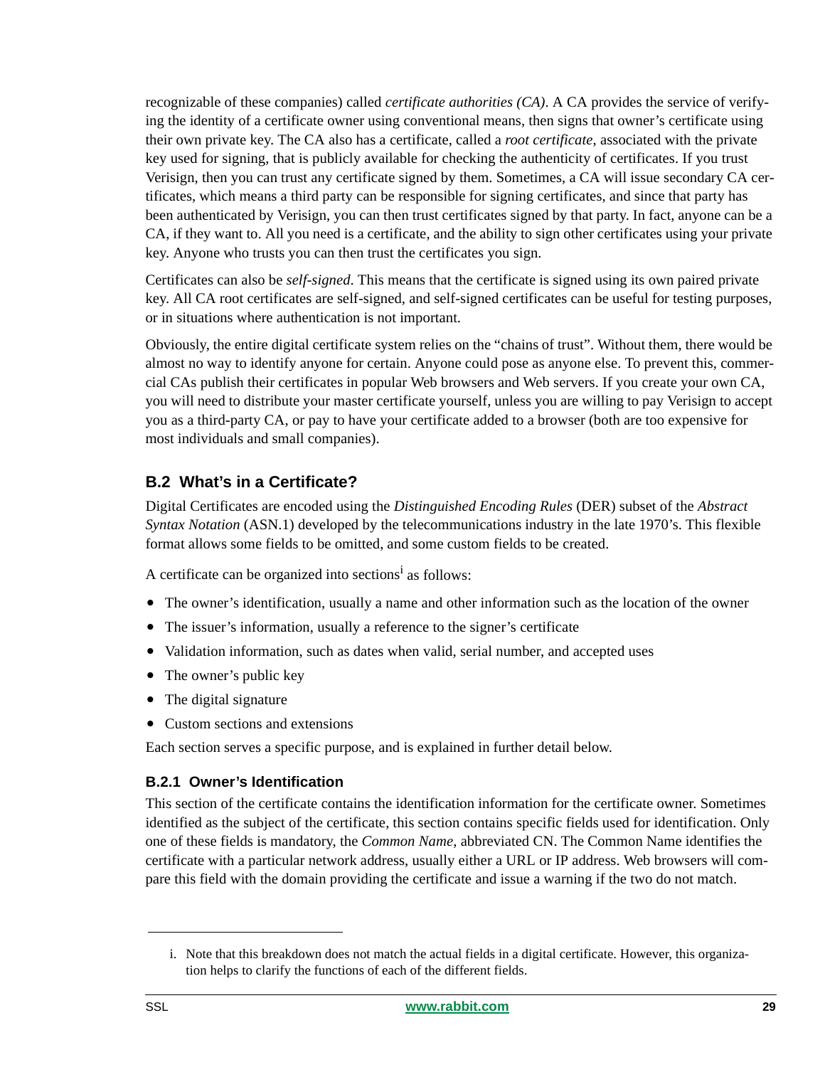recognizable of these companies) called *certificate authorities (CA)*. A CA provides the service of verifying the identity of a certificate owner using conventional means, then signs that owner's certificate using their own private key. The CA also has a certificate, called a *root certificate*, associated with the private key used for signing, that is publicly available for checking the authenticity of certificates. If you trust Verisign, then you can trust any certificate signed by them. Sometimes, a CA will issue secondary CA certificates, which means a third party can be responsible for signing certificates, and since that party has been authenticated by Verisign, you can then trust certificates signed by that party. In fact, anyone can be a CA, if they want to. All you need is a certificate, and the ability to sign other certificates using your private key. Anyone who trusts you can then trust the certificates you sign.

Certificates can also be *self-signed*. This means that the certificate is signed using its own paired private key. All CA root certificates are self-signed, and self-signed certificates can be useful for testing purposes, or in situations where authentication is not important.

Obviously, the entire digital certificate system relies on the "chains of trust". Without them, there would be almost no way to identify anyone for certain. Anyone could pose as anyone else. To prevent this, commercial CAs publish their certificates in popular Web browsers and Web servers. If you create your own CA, you will need to distribute your master certificate yourself, unless you are willing to pay Verisign to accept you as a third-party CA, or pay to have your certificate added to a browser (both are too expensive for most individuals and small companies).

## B.2 What's in a Certificate?

Digital Certificates are encoded using the *Distinguished Encoding Rules* (DER) subset of the *Abstract Syntax Notation* (ASN.1) developed by the telecommunications industry in the late 1970's. This flexible format allows some fields to be omitted, and some custom fields to be created.

A certificate can be organized into sections[i] as follows:

- The owner's identification, usually a name and other information such as the location of the owner
- The issuer's information, usually a reference to the signer's certificate
- Validation information, such as dates when valid, serial number, and accepted uses
- The owner's public key
- The digital signature
- Custom sections and extensions

Each section serves a specific purpose, and is explained in further detail below.

### B.2.1 Owner's Identification

This section of the certificate contains the identification information for the certificate owner. Sometimes identified as the subject of the certificate, this section contains specific fields used for identification. Only one of these fields is mandatory, the *Common Name*, abbreviated CN. The Common Name identifies the certificate with a particular network address, usually either a URL or IP address. Web browsers will compare this field with the domain providing the certificate and issue a warning if the two do not match.

---

i. Note that this breakdown does not match the actual fields in a digital certificate. However, this organization helps to clarify the functions of each of the different fields.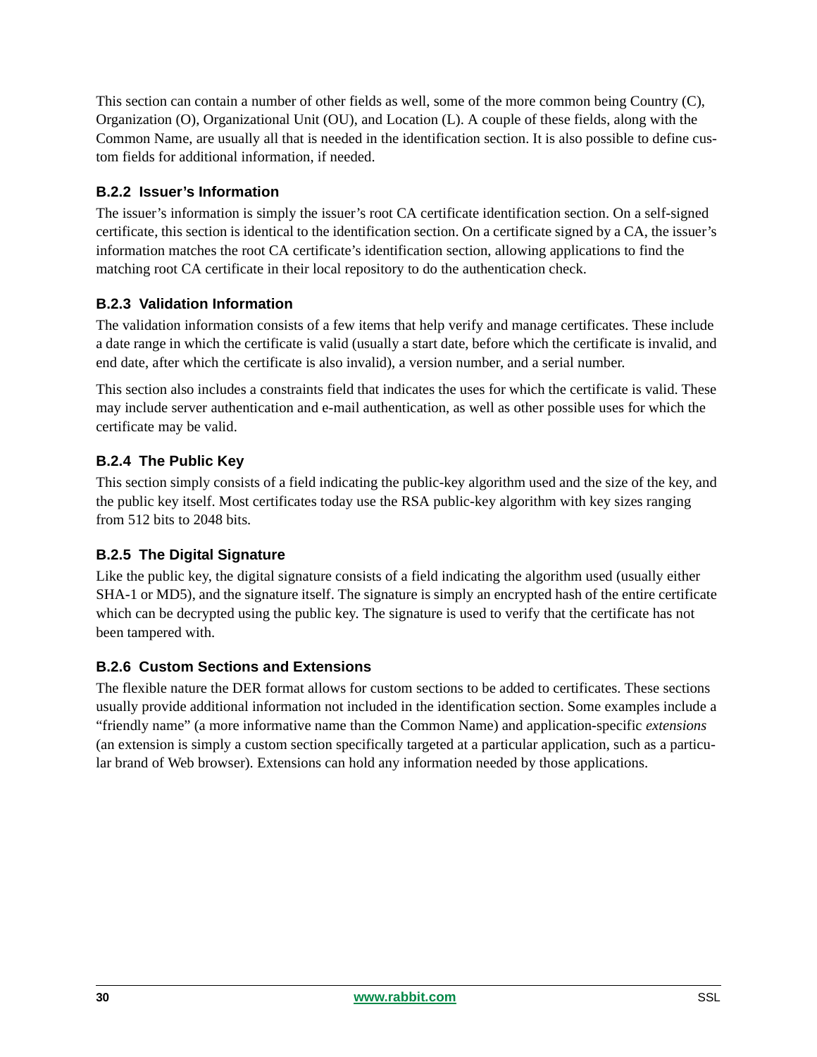This section can contain a number of other fields as well, some of the more common being Country (C), Organization (O), Organizational Unit (OU), and Location (L). A couple of these fields, along with the Common Name, are usually all that is needed in the identification section. It is also possible to define custom fields for additional information, if needed.

### B.2.2 Issuer's Information

The issuer's information is simply the issuer's root CA certificate identification section. On a self-signed certificate, this section is identical to the identification section. On a certificate signed by a CA, the issuer's information matches the root CA certificate's identification section, allowing applications to find the matching root CA certificate in their local repository to do the authentication check.

### B.2.3 Validation Information

The validation information consists of a few items that help verify and manage certificates. These include a date range in which the certificate is valid (usually a start date, before which the certificate is invalid, and end date, after which the certificate is also invalid), a version number, and a serial number.

This section also includes a constraints field that indicates the uses for which the certificate is valid. These may include server authentication and e-mail authentication, as well as other possible uses for which the certificate may be valid.

### B.2.4 The Public Key

This section simply consists of a field indicating the public-key algorithm used and the size of the key, and the public key itself. Most certificates today use the RSA public-key algorithm with key sizes ranging from 512 bits to 2048 bits.

### B.2.5 The Digital Signature

Like the public key, the digital signature consists of a field indicating the algorithm used (usually either SHA-1 or MD5), and the signature itself. The signature is simply an encrypted hash of the entire certificate which can be decrypted using the public key. The signature is used to verify that the certificate has not been tampered with.

### B.2.6 Custom Sections and Extensions

The flexible nature the DER format allows for custom sections to be added to certificates. These sections usually provide additional information not included in the identification section. Some examples include a "friendly name" (a more informative name than the Common Name) and application-specific *extensions* (an extension is simply a custom section specifically targeted at a particular application, such as a particular brand of Web browser). Extensions can hold any information needed by those applications.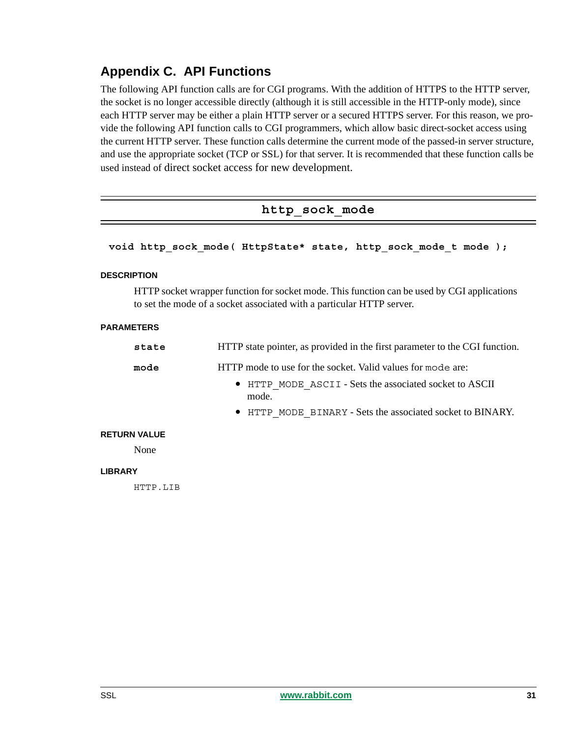# Appendix C. API Functions

The following API function calls are for CGI programs. With the addition of HTTPS to the HTTP server, the socket is no longer accessible directly (although it is still accessible in the HTTP-only mode), since each HTTP server may be either a plain HTTP server or a secured HTTPS server. For this reason, we provide the following API function calls to CGI programmers, which allow basic direct-socket access using the current HTTP server. These function calls determine the current mode of the passed-in server structure, and use the appropriate socket (TCP or SSL) for that server. It is recommended that these function calls be used instead of direct socket access for new development.

## http_sock_mode

```
void http_sock_mode( HttpState* state, http_sock_mode_t mode );
```

#### DESCRIPTION

HTTP socket wrapper function for socket mode. This function can be used by CGI applications to set the mode of a socket associated with a particular HTTP server.

#### PARAMETERS

**state** HTTP state pointer, as provided in the first parameter to the CGI function.

**mode** HTTP mode to use for the socket. Valid values for `mode` are:

- `HTTP_MODE_ASCII` - Sets the associated socket to ASCII mode.
- `HTTP_MODE_BINARY` - Sets the associated socket to BINARY.

#### RETURN VALUE

None

#### LIBRARY

`HTTP.LIB`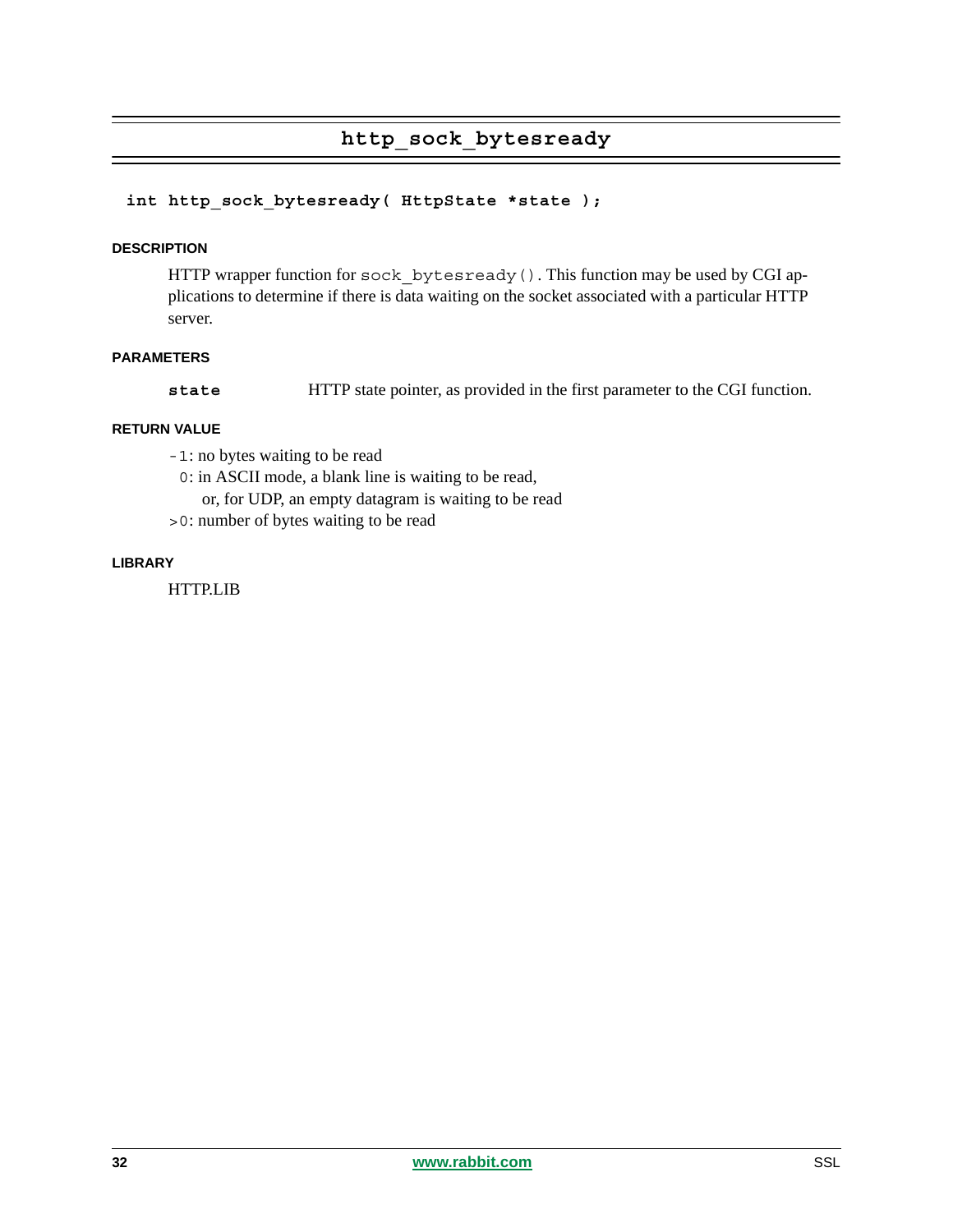## http_sock_bytesready

```
int http_sock_bytesready( HttpState *state );
```

#### DESCRIPTION

HTTP wrapper function for `sock_bytesready()`. This function may be used by CGI applications to determine if there is data waiting on the socket associated with a particular HTTP server.

#### PARAMETERS

**state** HTTP state pointer, as provided in the first parameter to the CGI function.

#### RETURN VALUE

`-1`: no bytes waiting to be read
`0`: in ASCII mode, a blank line is waiting to be read,
or, for UDP, an empty datagram is waiting to be read
`>0`: number of bytes waiting to be read

#### LIBRARY

HTTP.LIB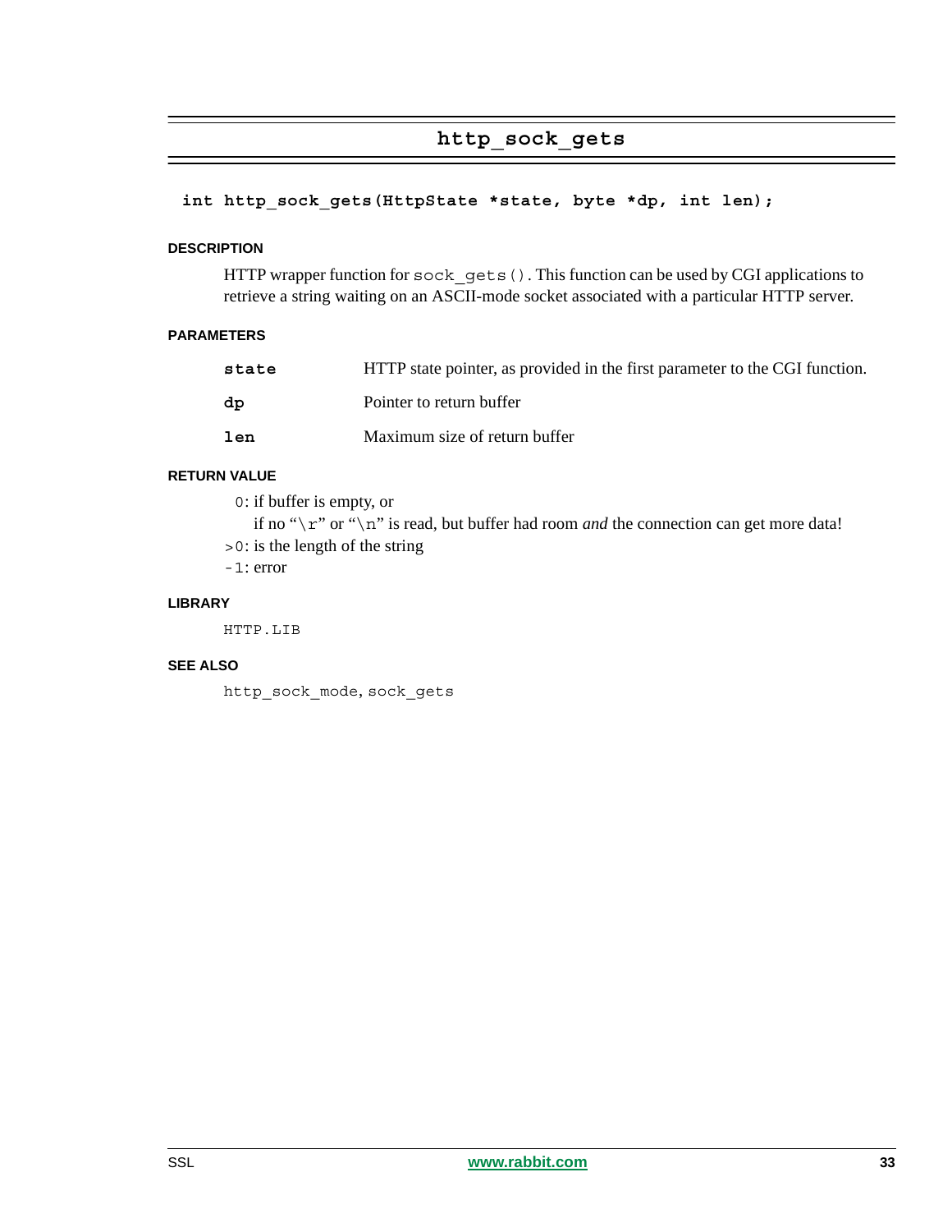## http_sock_gets

```
int http_sock_gets(HttpState *state, byte *dp, int len);
```

#### DESCRIPTION

HTTP wrapper function for `sock_gets()`. This function can be used by CGI applications to retrieve a string waiting on an ASCII-mode socket associated with a particular HTTP server.

#### PARAMETERS

| | |
|---|---|
| **state** | HTTP state pointer, as provided in the first parameter to the CGI function. |
| **dp** | Pointer to return buffer |
| **len** | Maximum size of return buffer |

#### RETURN VALUE

`0`: if buffer is empty, or
if no "`\r`" or "`\n`" is read, but buffer had room *and* the connection can get more data!
`>0`: is the length of the string
`-1`: error

#### LIBRARY

HTTP.LIB

#### SEE ALSO

`http_sock_mode`, `sock_gets`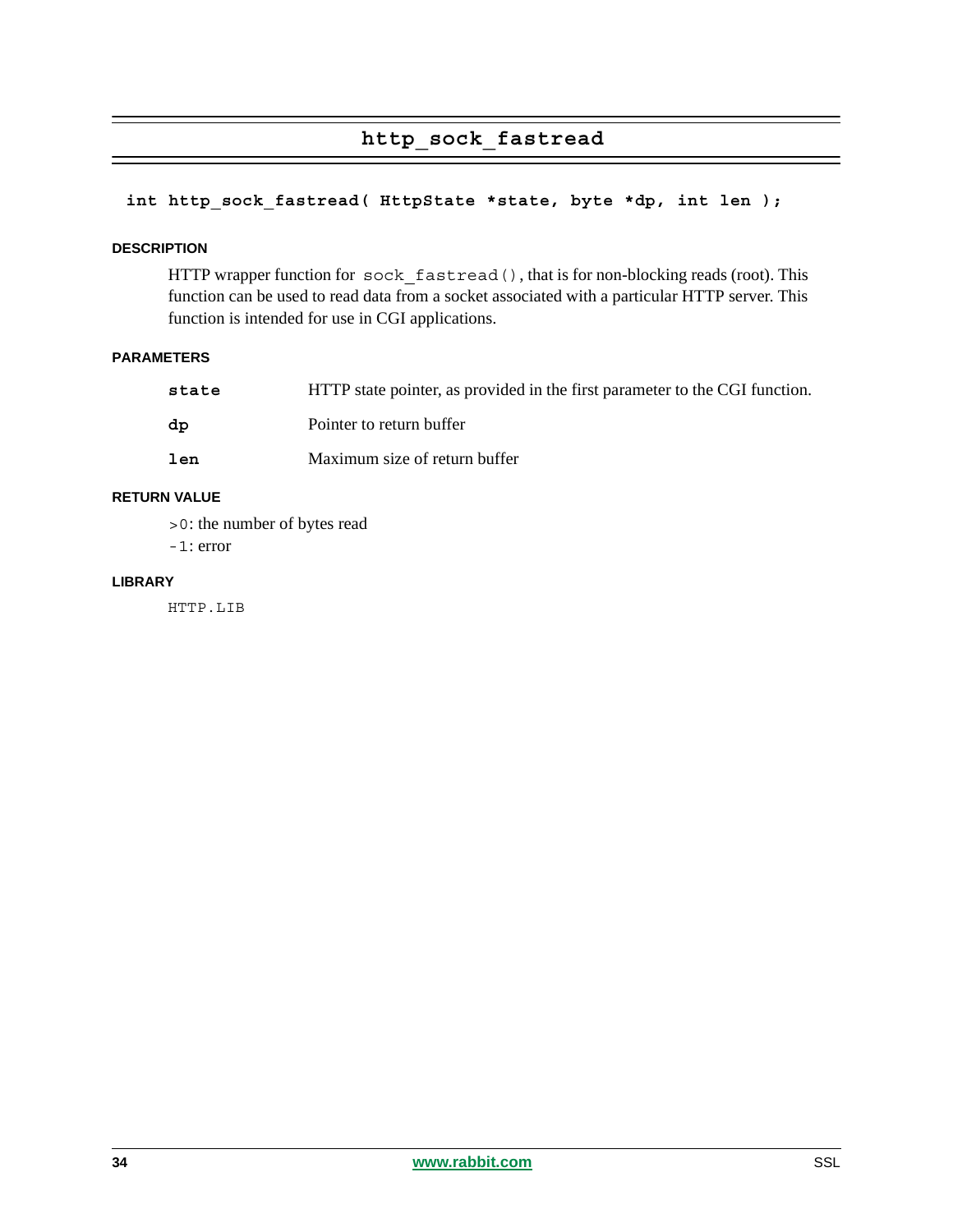## http_sock_fastread

```
int http_sock_fastread( HttpState *state, byte *dp, int len );
```

#### DESCRIPTION

HTTP wrapper function for `sock_fastread()`, that is for non-blocking reads (root). This function can be used to read data from a socket associated with a particular HTTP server. This function is intended for use in CGI applications.

#### PARAMETERS

| | |
|---|---|
| **state** | HTTP state pointer, as provided in the first parameter to the CGI function. |
| **dp** | Pointer to return buffer |
| **len** | Maximum size of return buffer |

#### RETURN VALUE

`>0`: the number of bytes read
`-1`: error

#### LIBRARY

HTTP.LIB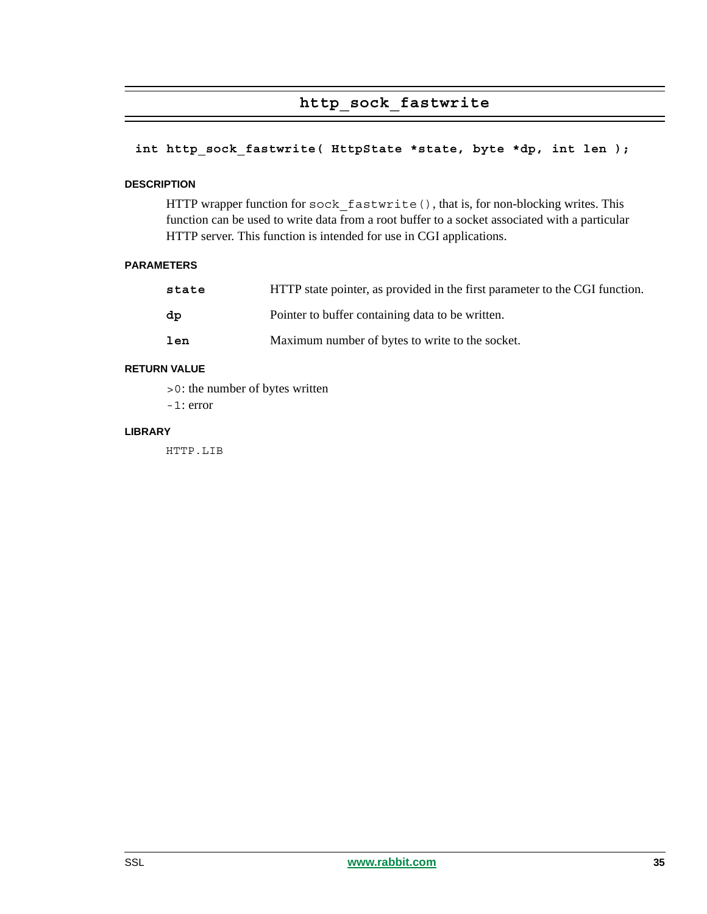## http_sock_fastwrite

```
int http_sock_fastwrite( HttpState *state, byte *dp, int len );
```

#### DESCRIPTION

HTTP wrapper function for `sock_fastwrite()`, that is, for non-blocking writes. This function can be used to write data from a root buffer to a socket associated with a particular HTTP server. This function is intended for use in CGI applications.

#### PARAMETERS

| | |
|---|---|
| **state** | HTTP state pointer, as provided in the first parameter to the CGI function. |
| **dp** | Pointer to buffer containing data to be written. |
| **len** | Maximum number of bytes to write to the socket. |

#### RETURN VALUE

`>0`: the number of bytes written

`-1`: error

#### LIBRARY

HTTP.LIB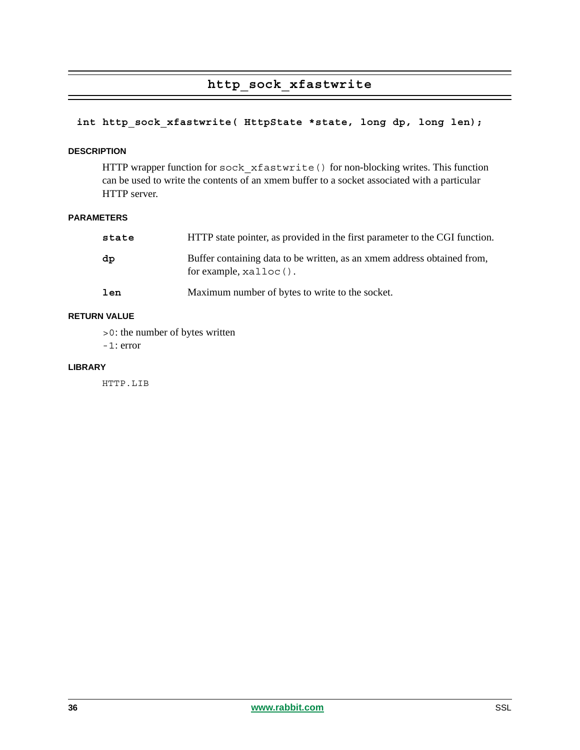## http_sock_xfastwrite

```
int http_sock_xfastwrite( HttpState *state, long dp, long len);
```

#### DESCRIPTION

HTTP wrapper function for `sock_xfastwrite()` for non-blocking writes. This function can be used to write the contents of an xmem buffer to a socket associated with a particular HTTP server.

#### PARAMETERS

| | |
|---|---|
| **state** | HTTP state pointer, as provided in the first parameter to the CGI function. |
| **dp** | Buffer containing data to be written, as an xmem address obtained from, for example, `xalloc()`. |
| **len** | Maximum number of bytes to write to the socket. |

#### RETURN VALUE

`>0`: the number of bytes written
`-1`: error

#### LIBRARY

HTTP.LIB